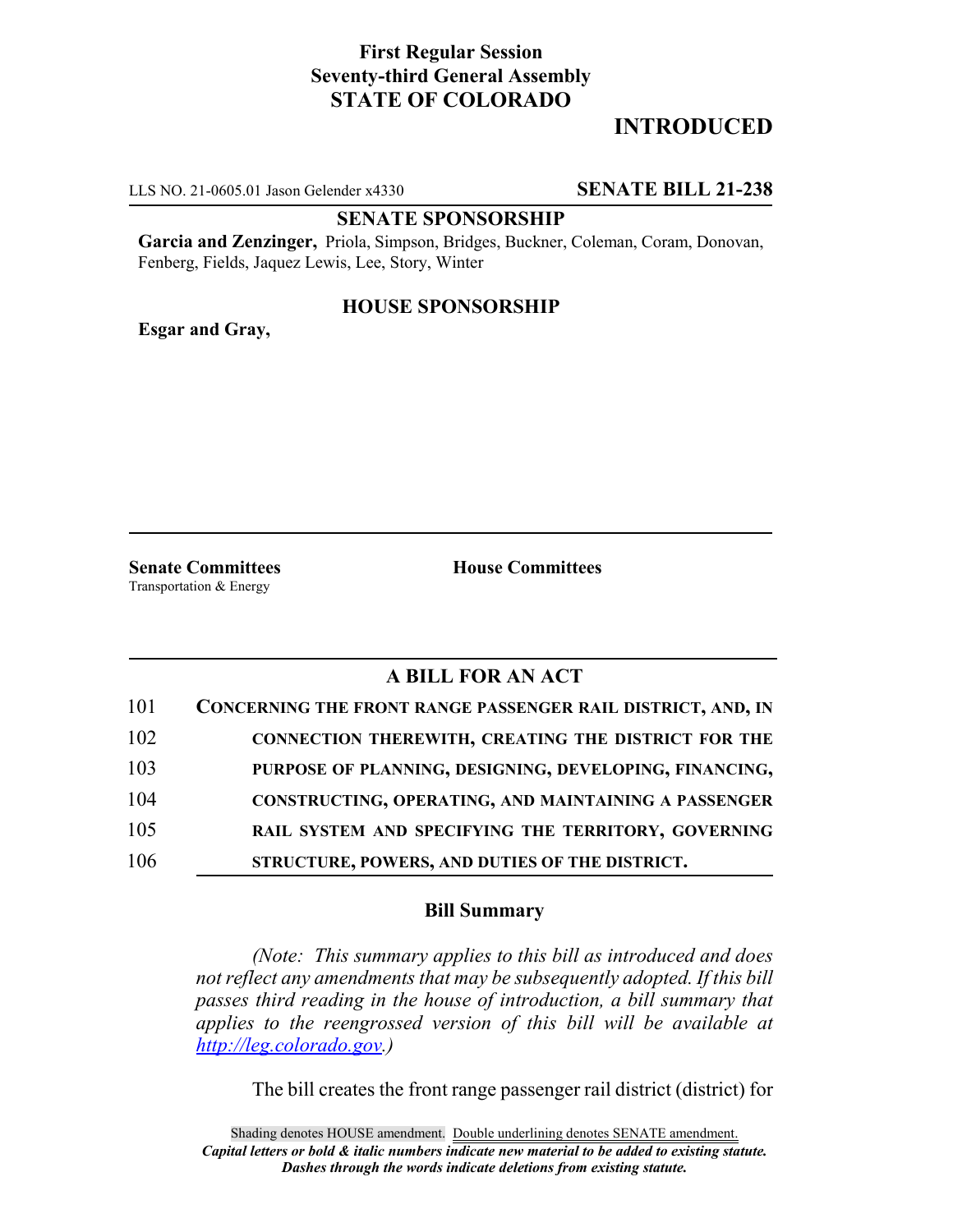**First Regular Session**
**Seventy-third General Assembly**
**STATE OF COLORADO**

# INTRODUCED

LLS NO. 21-0605.01 Jason Gelender x4330 **SENATE BILL 21-238**

## SENATE SPONSORSHIP

**Garcia and Zenzinger,** Priola, Simpson, Bridges, Buckner, Coleman, Coram, Donovan, Fenberg, Fields, Jaquez Lewis, Lee, Story, Winter

## HOUSE SPONSORSHIP

**Esgar and Gray,**

**Senate Committees**
Transportation & Energy

**House Committees**

## A BILL FOR AN ACT

101 **CONCERNING THE FRONT RANGE PASSENGER RAIL DISTRICT, AND, IN**
102 **CONNECTION THEREWITH, CREATING THE DISTRICT FOR THE**
103 **PURPOSE OF PLANNING, DESIGNING, DEVELOPING, FINANCING,**
104 **CONSTRUCTING, OPERATING, AND MAINTAINING A PASSENGER**
105 **RAIL SYSTEM AND SPECIFYING THE TERRITORY, GOVERNING**
106 **STRUCTURE, POWERS, AND DUTIES OF THE DISTRICT.**

### Bill Summary

*(Note: This summary applies to this bill as introduced and does not reflect any amendments that may be subsequently adopted. If this bill passes third reading in the house of introduction, a bill summary that applies to the reengrossed version of this bill will be available at http://leg.colorado.gov.)*

The bill creates the front range passenger rail district (district) for

Shading denotes HOUSE amendment. Double underlining denotes SENATE amendment.
*Capital letters or bold & italic numbers indicate new material to be added to existing statute.*
*Dashes through the words indicate deletions from existing statute.*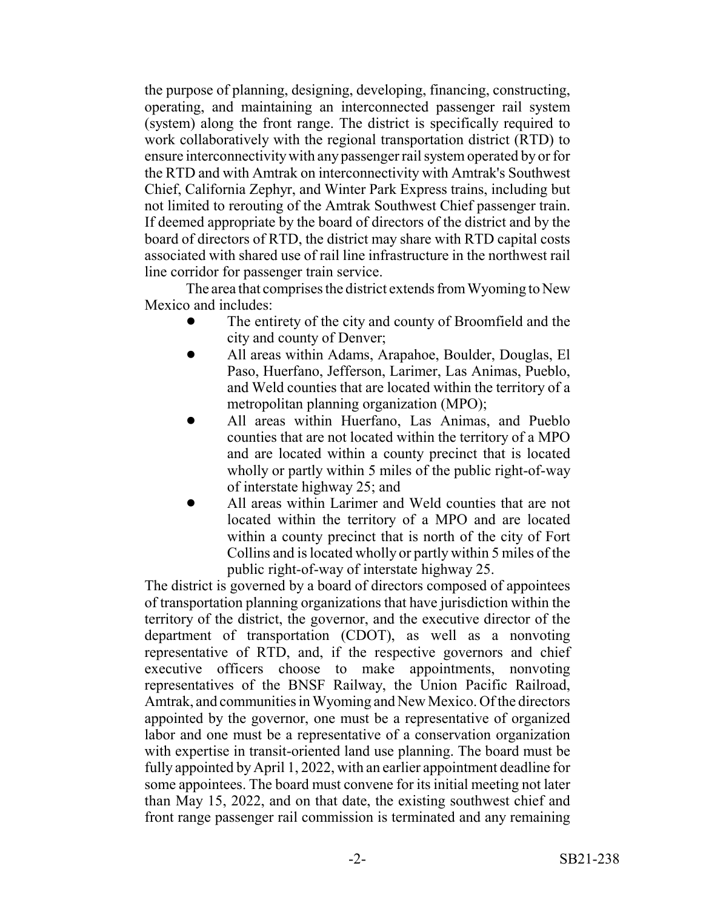the purpose of planning, designing, developing, financing, constructing, operating, and maintaining an interconnected passenger rail system (system) along the front range. The district is specifically required to work collaboratively with the regional transportation district (RTD) to ensure interconnectivity with any passenger rail system operated by or for the RTD and with Amtrak on interconnectivity with Amtrak's Southwest Chief, California Zephyr, and Winter Park Express trains, including but not limited to rerouting of the Amtrak Southwest Chief passenger train. If deemed appropriate by the board of directors of the district and by the board of directors of RTD, the district may share with RTD capital costs associated with shared use of rail line infrastructure in the northwest rail line corridor for passenger train service.

The area that comprises the district extends from Wyoming to New Mexico and includes:

- The entirety of the city and county of Broomfield and the city and county of Denver;
- All areas within Adams, Arapahoe, Boulder, Douglas, El Paso, Huerfano, Jefferson, Larimer, Las Animas, Pueblo, and Weld counties that are located within the territory of a metropolitan planning organization (MPO);
- All areas within Huerfano, Las Animas, and Pueblo counties that are not located within the territory of a MPO and are located within a county precinct that is located wholly or partly within 5 miles of the public right-of-way of interstate highway 25; and
- All areas within Larimer and Weld counties that are not located within the territory of a MPO and are located within a county precinct that is north of the city of Fort Collins and is located wholly or partly within 5 miles of the public right-of-way of interstate highway 25.

The district is governed by a board of directors composed of appointees of transportation planning organizations that have jurisdiction within the territory of the district, the governor, and the executive director of the department of transportation (CDOT), as well as a nonvoting representative of RTD, and, if the respective governors and chief executive officers choose to make appointments, nonvoting representatives of the BNSF Railway, the Union Pacific Railroad, Amtrak, and communities in Wyoming and New Mexico. Of the directors appointed by the governor, one must be a representative of organized labor and one must be a representative of a conservation organization with expertise in transit-oriented land use planning. The board must be fully appointed by April 1, 2022, with an earlier appointment deadline for some appointees. The board must convene for its initial meeting not later than May 15, 2022, and on that date, the existing southwest chief and front range passenger rail commission is terminated and any remaining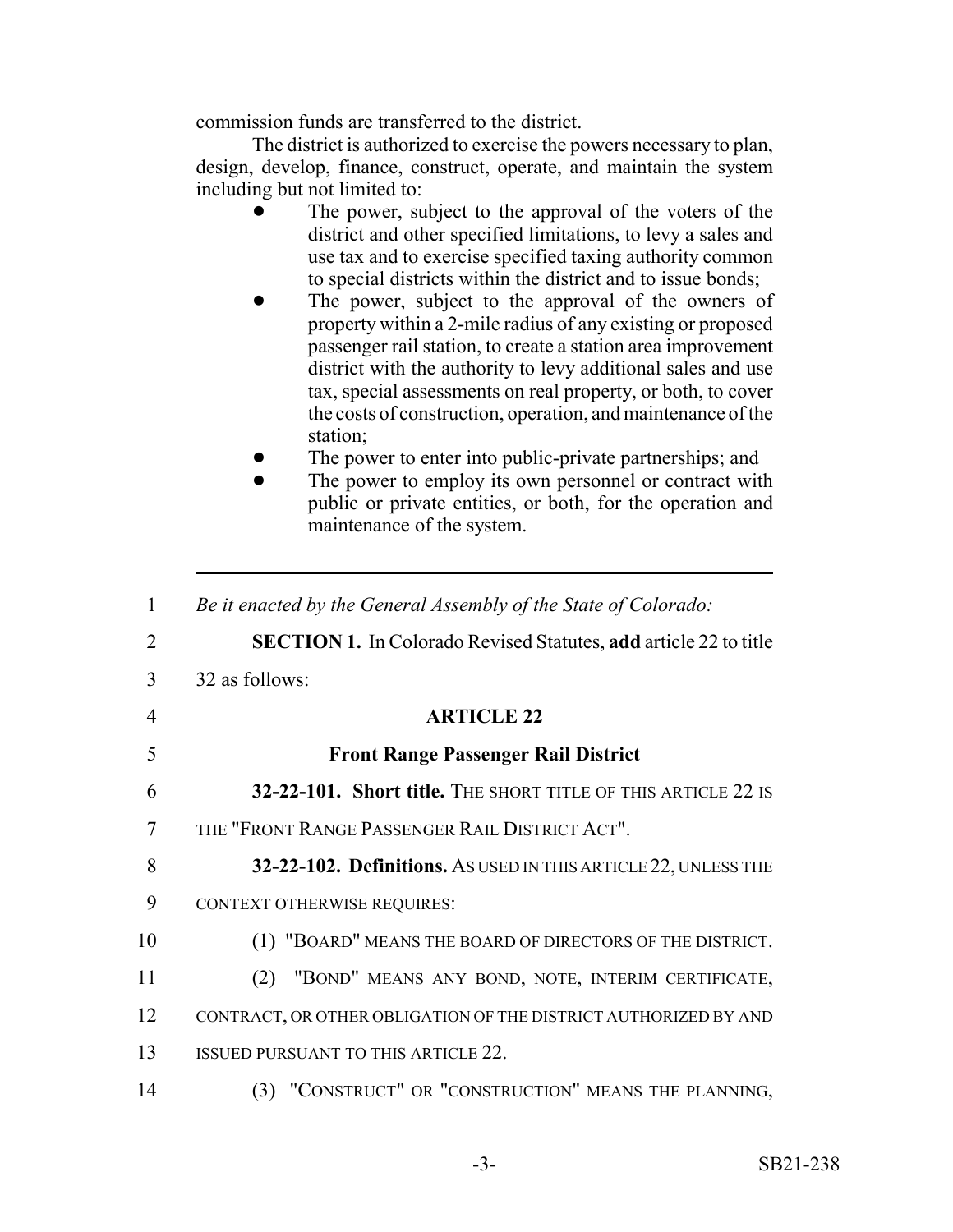commission funds are transferred to the district.

The district is authorized to exercise the powers necessary to plan, design, develop, finance, construct, operate, and maintain the system including but not limited to:

- The power, subject to the approval of the voters of the district and other specified limitations, to levy a sales and use tax and to exercise specified taxing authority common to special districts within the district and to issue bonds;
- The power, subject to the approval of the owners of property within a 2-mile radius of any existing or proposed passenger rail station, to create a station area improvement district with the authority to levy additional sales and use tax, special assessments on real property, or both, to cover the costs of construction, operation, and maintenance of the station;
- The power to enter into public-private partnerships; and
- The power to employ its own personnel or contract with public or private entities, or both, for the operation and maintenance of the system.

---

1 *Be it enacted by the General Assembly of the State of Colorado:*

2 **SECTION 1.** In Colorado Revised Statutes, **add** article 22 to title

3 32 as follows:

4 **ARTICLE 22**

5 **Front Range Passenger Rail District**

6 **32-22-101. Short title.** THE SHORT TITLE OF THIS ARTICLE 22 IS

7 THE "FRONT RANGE PASSENGER RAIL DISTRICT ACT".

8 **32-22-102. Definitions.** AS USED IN THIS ARTICLE 22, UNLESS THE

9 CONTEXT OTHERWISE REQUIRES:

10 (1) "BOARD" MEANS THE BOARD OF DIRECTORS OF THE DISTRICT.

11 (2) "BOND" MEANS ANY BOND, NOTE, INTERIM CERTIFICATE,

12 CONTRACT, OR OTHER OBLIGATION OF THE DISTRICT AUTHORIZED BY AND

13 ISSUED PURSUANT TO THIS ARTICLE 22.

14 (3) "CONSTRUCT" OR "CONSTRUCTION" MEANS THE PLANNING,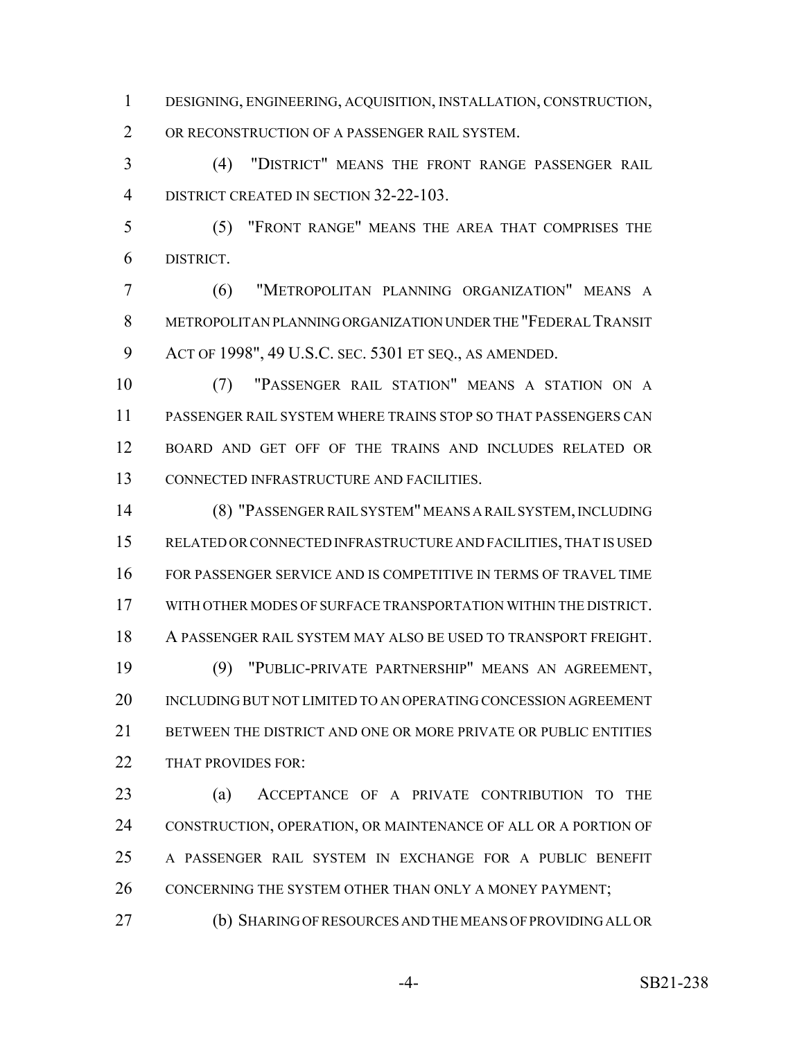DESIGNING, ENGINEERING, ACQUISITION, INSTALLATION, CONSTRUCTION, OR RECONSTRUCTION OF A PASSENGER RAIL SYSTEM.

(4) "DISTRICT" MEANS THE FRONT RANGE PASSENGER RAIL DISTRICT CREATED IN SECTION 32-22-103.

(5) "FRONT RANGE" MEANS THE AREA THAT COMPRISES THE DISTRICT.

(6) "METROPOLITAN PLANNING ORGANIZATION" MEANS A METROPOLITAN PLANNING ORGANIZATION UNDER THE "FEDERAL TRANSIT ACT OF 1998", 49 U.S.C. SEC. 5301 ET SEQ., AS AMENDED.

(7) "PASSENGER RAIL STATION" MEANS A STATION ON A PASSENGER RAIL SYSTEM WHERE TRAINS STOP SO THAT PASSENGERS CAN BOARD AND GET OFF OF THE TRAINS AND INCLUDES RELATED OR CONNECTED INFRASTRUCTURE AND FACILITIES.

(8) "PASSENGER RAIL SYSTEM" MEANS A RAIL SYSTEM, INCLUDING RELATED OR CONNECTED INFRASTRUCTURE AND FACILITIES, THAT IS USED FOR PASSENGER SERVICE AND IS COMPETITIVE IN TERMS OF TRAVEL TIME WITH OTHER MODES OF SURFACE TRANSPORTATION WITHIN THE DISTRICT. A PASSENGER RAIL SYSTEM MAY ALSO BE USED TO TRANSPORT FREIGHT.

(9) "PUBLIC-PRIVATE PARTNERSHIP" MEANS AN AGREEMENT, INCLUDING BUT NOT LIMITED TO AN OPERATING CONCESSION AGREEMENT BETWEEN THE DISTRICT AND ONE OR MORE PRIVATE OR PUBLIC ENTITIES THAT PROVIDES FOR:

(a) ACCEPTANCE OF A PRIVATE CONTRIBUTION TO THE CONSTRUCTION, OPERATION, OR MAINTENANCE OF ALL OR A PORTION OF A PASSENGER RAIL SYSTEM IN EXCHANGE FOR A PUBLIC BENEFIT CONCERNING THE SYSTEM OTHER THAN ONLY A MONEY PAYMENT;

(b) SHARING OF RESOURCES AND THE MEANS OF PROVIDING ALL OR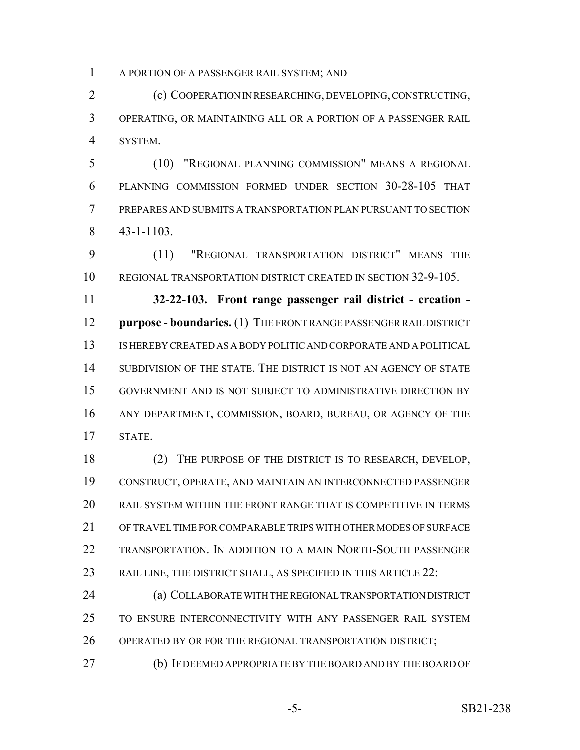A PORTION OF A PASSENGER RAIL SYSTEM; AND

(c) COOPERATION IN RESEARCHING, DEVELOPING, CONSTRUCTING, OPERATING, OR MAINTAINING ALL OR A PORTION OF A PASSENGER RAIL SYSTEM.

(10) "REGIONAL PLANNING COMMISSION" MEANS A REGIONAL PLANNING COMMISSION FORMED UNDER SECTION 30-28-105 THAT PREPARES AND SUBMITS A TRANSPORTATION PLAN PURSUANT TO SECTION 43-1-1103.

(11) "REGIONAL TRANSPORTATION DISTRICT" MEANS THE REGIONAL TRANSPORTATION DISTRICT CREATED IN SECTION 32-9-105.

**32-22-103. Front range passenger rail district - creation - purpose - boundaries.** (1) THE FRONT RANGE PASSENGER RAIL DISTRICT IS HEREBY CREATED AS A BODY POLITIC AND CORPORATE AND A POLITICAL SUBDIVISION OF THE STATE. THE DISTRICT IS NOT AN AGENCY OF STATE GOVERNMENT AND IS NOT SUBJECT TO ADMINISTRATIVE DIRECTION BY ANY DEPARTMENT, COMMISSION, BOARD, BUREAU, OR AGENCY OF THE STATE.

(2) THE PURPOSE OF THE DISTRICT IS TO RESEARCH, DEVELOP, CONSTRUCT, OPERATE, AND MAINTAIN AN INTERCONNECTED PASSENGER RAIL SYSTEM WITHIN THE FRONT RANGE THAT IS COMPETITIVE IN TERMS OF TRAVEL TIME FOR COMPARABLE TRIPS WITH OTHER MODES OF SURFACE TRANSPORTATION. IN ADDITION TO A MAIN NORTH-SOUTH PASSENGER RAIL LINE, THE DISTRICT SHALL, AS SPECIFIED IN THIS ARTICLE 22:

(a) COLLABORATE WITH THE REGIONAL TRANSPORTATION DISTRICT TO ENSURE INTERCONNECTIVITY WITH ANY PASSENGER RAIL SYSTEM OPERATED BY OR FOR THE REGIONAL TRANSPORTATION DISTRICT;

(b) IF DEEMED APPROPRIATE BY THE BOARD AND BY THE BOARD OF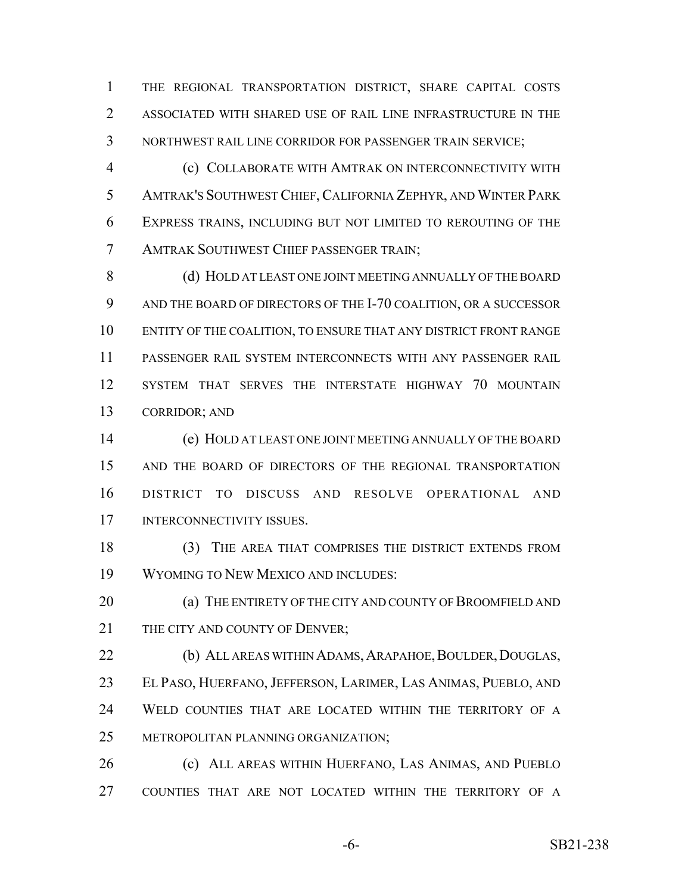THE REGIONAL TRANSPORTATION DISTRICT, SHARE CAPITAL COSTS ASSOCIATED WITH SHARED USE OF RAIL LINE INFRASTRUCTURE IN THE NORTHWEST RAIL LINE CORRIDOR FOR PASSENGER TRAIN SERVICE;

(c) COLLABORATE WITH AMTRAK ON INTERCONNECTIVITY WITH AMTRAK'S SOUTHWEST CHIEF, CALIFORNIA ZEPHYR, AND WINTER PARK EXPRESS TRAINS, INCLUDING BUT NOT LIMITED TO REROUTING OF THE AMTRAK SOUTHWEST CHIEF PASSENGER TRAIN;

(d) HOLD AT LEAST ONE JOINT MEETING ANNUALLY OF THE BOARD AND THE BOARD OF DIRECTORS OF THE I-70 COALITION, OR A SUCCESSOR ENTITY OF THE COALITION, TO ENSURE THAT ANY DISTRICT FRONT RANGE PASSENGER RAIL SYSTEM INTERCONNECTS WITH ANY PASSENGER RAIL SYSTEM THAT SERVES THE INTERSTATE HIGHWAY 70 MOUNTAIN CORRIDOR; AND

(e) HOLD AT LEAST ONE JOINT MEETING ANNUALLY OF THE BOARD AND THE BOARD OF DIRECTORS OF THE REGIONAL TRANSPORTATION DISTRICT TO DISCUSS AND RESOLVE OPERATIONAL AND INTERCONNECTIVITY ISSUES.

(3) THE AREA THAT COMPRISES THE DISTRICT EXTENDS FROM WYOMING TO NEW MEXICO AND INCLUDES:

(a) THE ENTIRETY OF THE CITY AND COUNTY OF BROOMFIELD AND THE CITY AND COUNTY OF DENVER;

(b) ALL AREAS WITHIN ADAMS, ARAPAHOE, BOULDER, DOUGLAS, EL PASO, HUERFANO, JEFFERSON, LARIMER, LAS ANIMAS, PUEBLO, AND WELD COUNTIES THAT ARE LOCATED WITHIN THE TERRITORY OF A METROPOLITAN PLANNING ORGANIZATION;

(c) ALL AREAS WITHIN HUERFANO, LAS ANIMAS, AND PUEBLO COUNTIES THAT ARE NOT LOCATED WITHIN THE TERRITORY OF A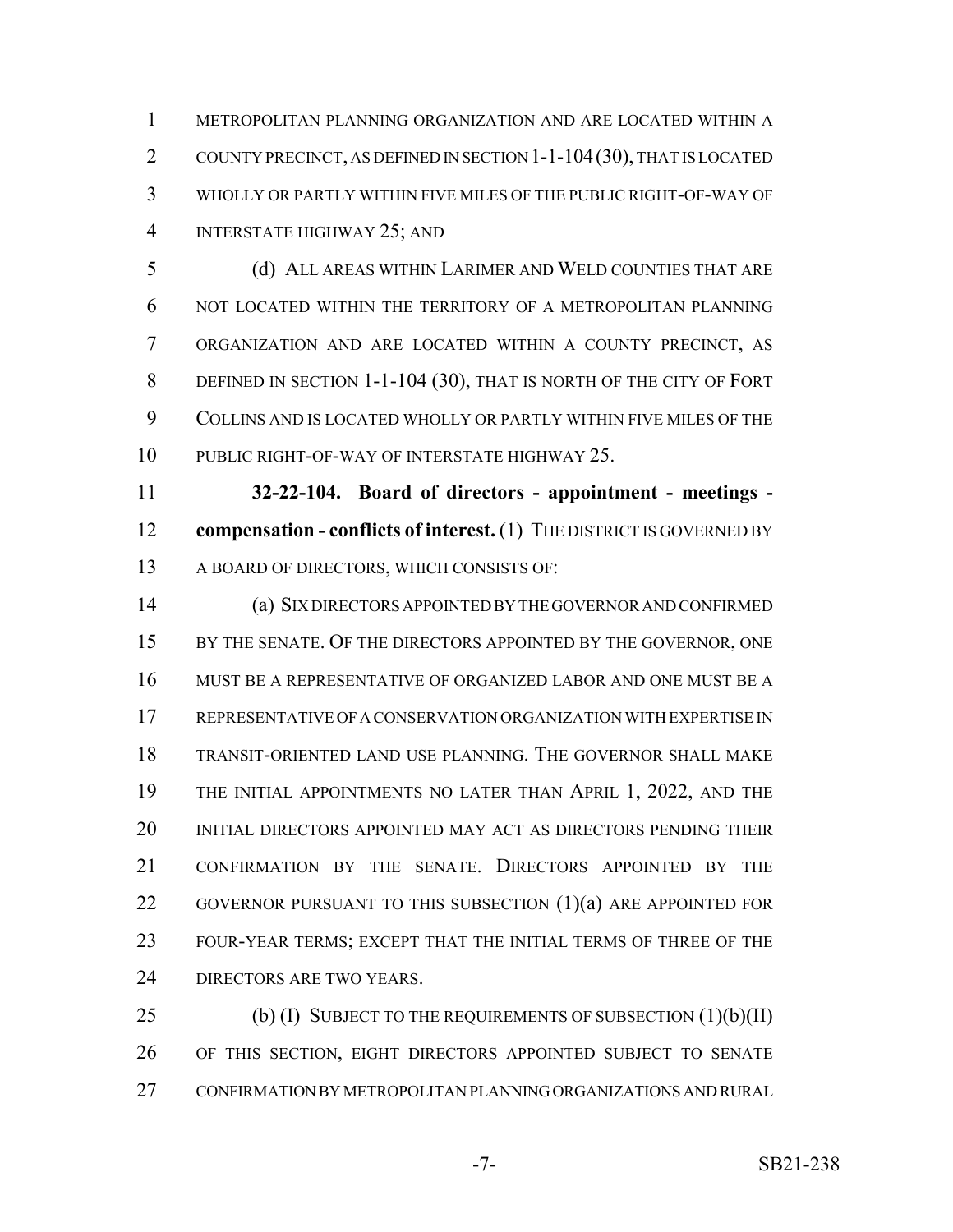METROPOLITAN PLANNING ORGANIZATION AND ARE LOCATED WITHIN A COUNTY PRECINCT, AS DEFINED IN SECTION 1-1-104 (30), THAT IS LOCATED WHOLLY OR PARTLY WITHIN FIVE MILES OF THE PUBLIC RIGHT-OF-WAY OF INTERSTATE HIGHWAY 25; AND

(d) ALL AREAS WITHIN LARIMER AND WELD COUNTIES THAT ARE NOT LOCATED WITHIN THE TERRITORY OF A METROPOLITAN PLANNING ORGANIZATION AND ARE LOCATED WITHIN A COUNTY PRECINCT, AS DEFINED IN SECTION 1-1-104 (30), THAT IS NORTH OF THE CITY OF FORT COLLINS AND IS LOCATED WHOLLY OR PARTLY WITHIN FIVE MILES OF THE PUBLIC RIGHT-OF-WAY OF INTERSTATE HIGHWAY 25.

**32-22-104. Board of directors - appointment - meetings - compensation - conflicts of interest.** (1) THE DISTRICT IS GOVERNED BY A BOARD OF DIRECTORS, WHICH CONSISTS OF:

(a) SIX DIRECTORS APPOINTED BY THE GOVERNOR AND CONFIRMED BY THE SENATE. OF THE DIRECTORS APPOINTED BY THE GOVERNOR, ONE MUST BE A REPRESENTATIVE OF ORGANIZED LABOR AND ONE MUST BE A REPRESENTATIVE OF A CONSERVATION ORGANIZATION WITH EXPERTISE IN TRANSIT-ORIENTED LAND USE PLANNING. THE GOVERNOR SHALL MAKE THE INITIAL APPOINTMENTS NO LATER THAN APRIL 1, 2022, AND THE INITIAL DIRECTORS APPOINTED MAY ACT AS DIRECTORS PENDING THEIR CONFIRMATION BY THE SENATE. DIRECTORS APPOINTED BY THE GOVERNOR PURSUANT TO THIS SUBSECTION (1)(a) ARE APPOINTED FOR FOUR-YEAR TERMS; EXCEPT THAT THE INITIAL TERMS OF THREE OF THE DIRECTORS ARE TWO YEARS.

(b) (I) SUBJECT TO THE REQUIREMENTS OF SUBSECTION (1)(b)(II) OF THIS SECTION, EIGHT DIRECTORS APPOINTED SUBJECT TO SENATE CONFIRMATION BY METROPOLITAN PLANNING ORGANIZATIONS AND RURAL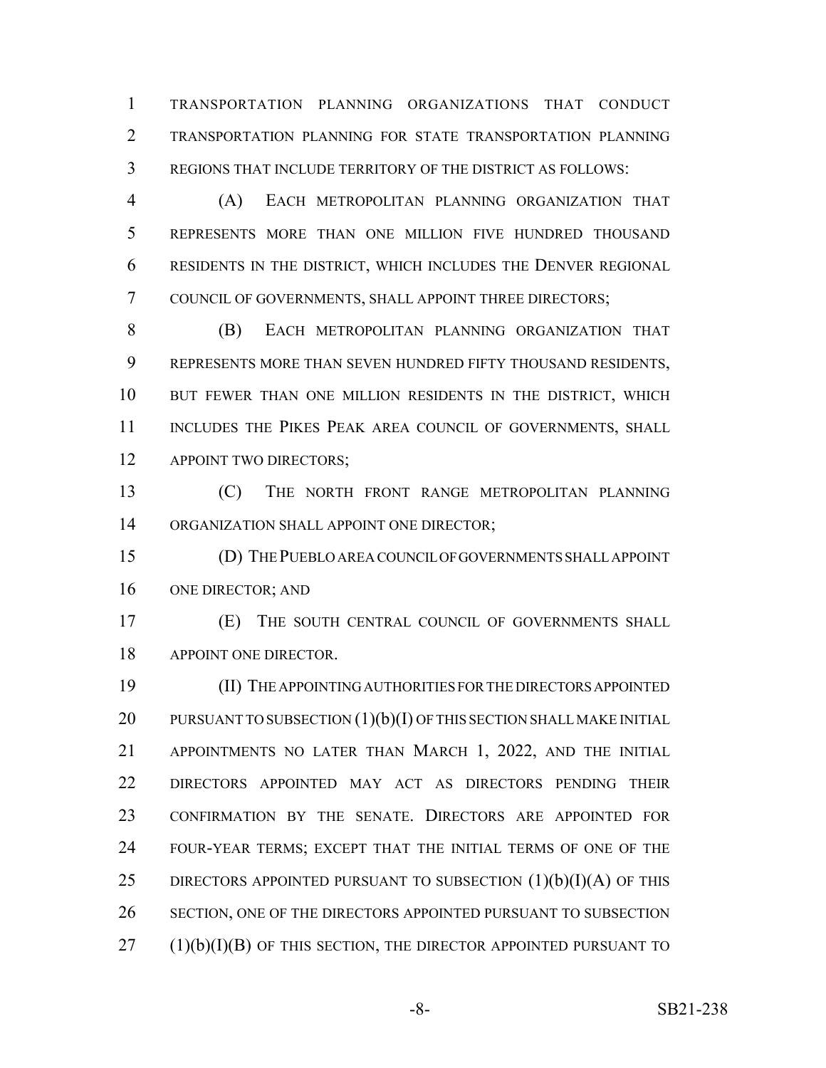TRANSPORTATION PLANNING ORGANIZATIONS THAT CONDUCT TRANSPORTATION PLANNING FOR STATE TRANSPORTATION PLANNING REGIONS THAT INCLUDE TERRITORY OF THE DISTRICT AS FOLLOWS:

(A) EACH METROPOLITAN PLANNING ORGANIZATION THAT REPRESENTS MORE THAN ONE MILLION FIVE HUNDRED THOUSAND RESIDENTS IN THE DISTRICT, WHICH INCLUDES THE DENVER REGIONAL COUNCIL OF GOVERNMENTS, SHALL APPOINT THREE DIRECTORS;

(B) EACH METROPOLITAN PLANNING ORGANIZATION THAT REPRESENTS MORE THAN SEVEN HUNDRED FIFTY THOUSAND RESIDENTS, BUT FEWER THAN ONE MILLION RESIDENTS IN THE DISTRICT, WHICH INCLUDES THE PIKES PEAK AREA COUNCIL OF GOVERNMENTS, SHALL APPOINT TWO DIRECTORS;

(C) THE NORTH FRONT RANGE METROPOLITAN PLANNING ORGANIZATION SHALL APPOINT ONE DIRECTOR;

(D) THE PUEBLO AREA COUNCIL OF GOVERNMENTS SHALL APPOINT ONE DIRECTOR; AND

(E) THE SOUTH CENTRAL COUNCIL OF GOVERNMENTS SHALL APPOINT ONE DIRECTOR.

(II) THE APPOINTING AUTHORITIES FOR THE DIRECTORS APPOINTED PURSUANT TO SUBSECTION (1)(b)(I) OF THIS SECTION SHALL MAKE INITIAL APPOINTMENTS NO LATER THAN MARCH 1, 2022, AND THE INITIAL DIRECTORS APPOINTED MAY ACT AS DIRECTORS PENDING THEIR CONFIRMATION BY THE SENATE. DIRECTORS ARE APPOINTED FOR FOUR-YEAR TERMS; EXCEPT THAT THE INITIAL TERMS OF ONE OF THE DIRECTORS APPOINTED PURSUANT TO SUBSECTION (1)(b)(I)(A) OF THIS SECTION, ONE OF THE DIRECTORS APPOINTED PURSUANT TO SUBSECTION (1)(b)(I)(B) OF THIS SECTION, THE DIRECTOR APPOINTED PURSUANT TO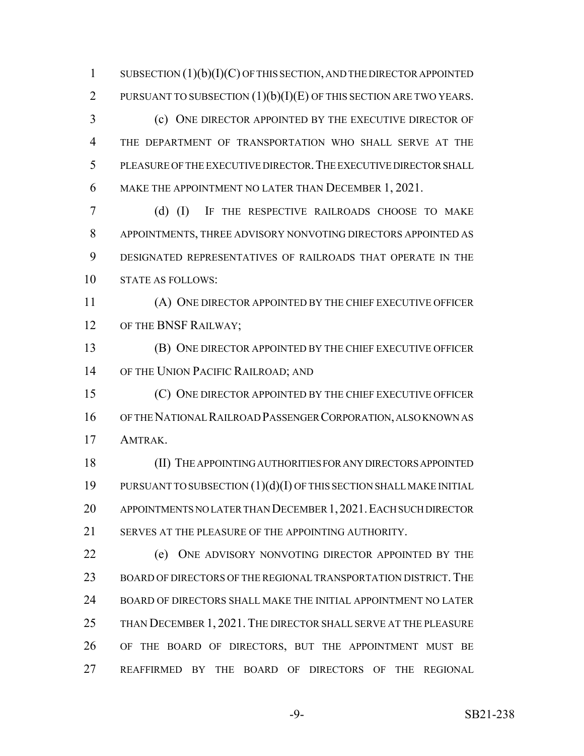SUBSECTION (1)(b)(I)(C) OF THIS SECTION, AND THE DIRECTOR APPOINTED PURSUANT TO SUBSECTION (1)(b)(I)(E) OF THIS SECTION ARE TWO YEARS.

(c) ONE DIRECTOR APPOINTED BY THE EXECUTIVE DIRECTOR OF THE DEPARTMENT OF TRANSPORTATION WHO SHALL SERVE AT THE PLEASURE OF THE EXECUTIVE DIRECTOR. THE EXECUTIVE DIRECTOR SHALL MAKE THE APPOINTMENT NO LATER THAN DECEMBER 1, 2021.

(d) (I) IF THE RESPECTIVE RAILROADS CHOOSE TO MAKE APPOINTMENTS, THREE ADVISORY NONVOTING DIRECTORS APPOINTED AS DESIGNATED REPRESENTATIVES OF RAILROADS THAT OPERATE IN THE STATE AS FOLLOWS:

(A) ONE DIRECTOR APPOINTED BY THE CHIEF EXECUTIVE OFFICER OF THE BNSF RAILWAY;

(B) ONE DIRECTOR APPOINTED BY THE CHIEF EXECUTIVE OFFICER OF THE UNION PACIFIC RAILROAD; AND

(C) ONE DIRECTOR APPOINTED BY THE CHIEF EXECUTIVE OFFICER OF THE NATIONAL RAILROAD PASSENGER CORPORATION, ALSO KNOWN AS AMTRAK.

(II) THE APPOINTING AUTHORITIES FOR ANY DIRECTORS APPOINTED PURSUANT TO SUBSECTION (1)(d)(I) OF THIS SECTION SHALL MAKE INITIAL APPOINTMENTS NO LATER THAN DECEMBER 1, 2021. EACH SUCH DIRECTOR SERVES AT THE PLEASURE OF THE APPOINTING AUTHORITY.

(e) ONE ADVISORY NONVOTING DIRECTOR APPOINTED BY THE BOARD OF DIRECTORS OF THE REGIONAL TRANSPORTATION DISTRICT. THE BOARD OF DIRECTORS SHALL MAKE THE INITIAL APPOINTMENT NO LATER THAN DECEMBER 1, 2021. THE DIRECTOR SHALL SERVE AT THE PLEASURE OF THE BOARD OF DIRECTORS, BUT THE APPOINTMENT MUST BE REAFFIRMED BY THE BOARD OF DIRECTORS OF THE REGIONAL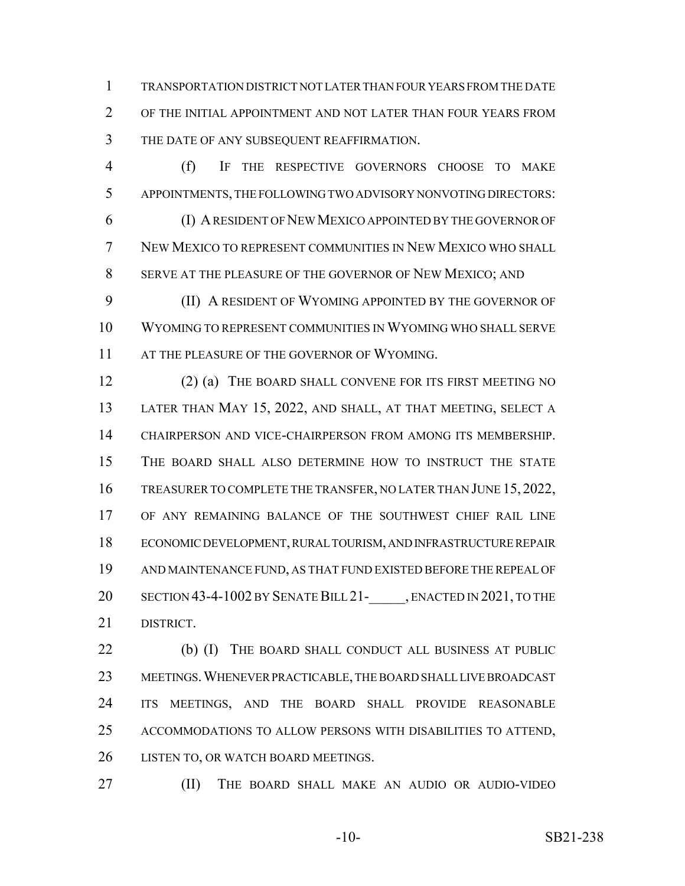TRANSPORTATION DISTRICT NOT LATER THAN FOUR YEARS FROM THE DATE OF THE INITIAL APPOINTMENT AND NOT LATER THAN FOUR YEARS FROM THE DATE OF ANY SUBSEQUENT REAFFIRMATION.

(f) IF THE RESPECTIVE GOVERNORS CHOOSE TO MAKE APPOINTMENTS, THE FOLLOWING TWO ADVISORY NONVOTING DIRECTORS:

(I) A RESIDENT OF NEW MEXICO APPOINTED BY THE GOVERNOR OF NEW MEXICO TO REPRESENT COMMUNITIES IN NEW MEXICO WHO SHALL SERVE AT THE PLEASURE OF THE GOVERNOR OF NEW MEXICO; AND

(II) A RESIDENT OF WYOMING APPOINTED BY THE GOVERNOR OF WYOMING TO REPRESENT COMMUNITIES IN WYOMING WHO SHALL SERVE AT THE PLEASURE OF THE GOVERNOR OF WYOMING.

(2) (a) THE BOARD SHALL CONVENE FOR ITS FIRST MEETING NO LATER THAN MAY 15, 2022, AND SHALL, AT THAT MEETING, SELECT A CHAIRPERSON AND VICE-CHAIRPERSON FROM AMONG ITS MEMBERSHIP. THE BOARD SHALL ALSO DETERMINE HOW TO INSTRUCT THE STATE TREASURER TO COMPLETE THE TRANSFER, NO LATER THAN JUNE 15, 2022, OF ANY REMAINING BALANCE OF THE SOUTHWEST CHIEF RAIL LINE ECONOMIC DEVELOPMENT, RURAL TOURISM, AND INFRASTRUCTURE REPAIR AND MAINTENANCE FUND, AS THAT FUND EXISTED BEFORE THE REPEAL OF SECTION 43-4-1002 BY SENATE BILL 21-_____, ENACTED IN 2021, TO THE DISTRICT.

(b) (I) THE BOARD SHALL CONDUCT ALL BUSINESS AT PUBLIC MEETINGS. WHENEVER PRACTICABLE, THE BOARD SHALL LIVE BROADCAST ITS MEETINGS, AND THE BOARD SHALL PROVIDE REASONABLE ACCOMMODATIONS TO ALLOW PERSONS WITH DISABILITIES TO ATTEND, LISTEN TO, OR WATCH BOARD MEETINGS.

(II) THE BOARD SHALL MAKE AN AUDIO OR AUDIO-VIDEO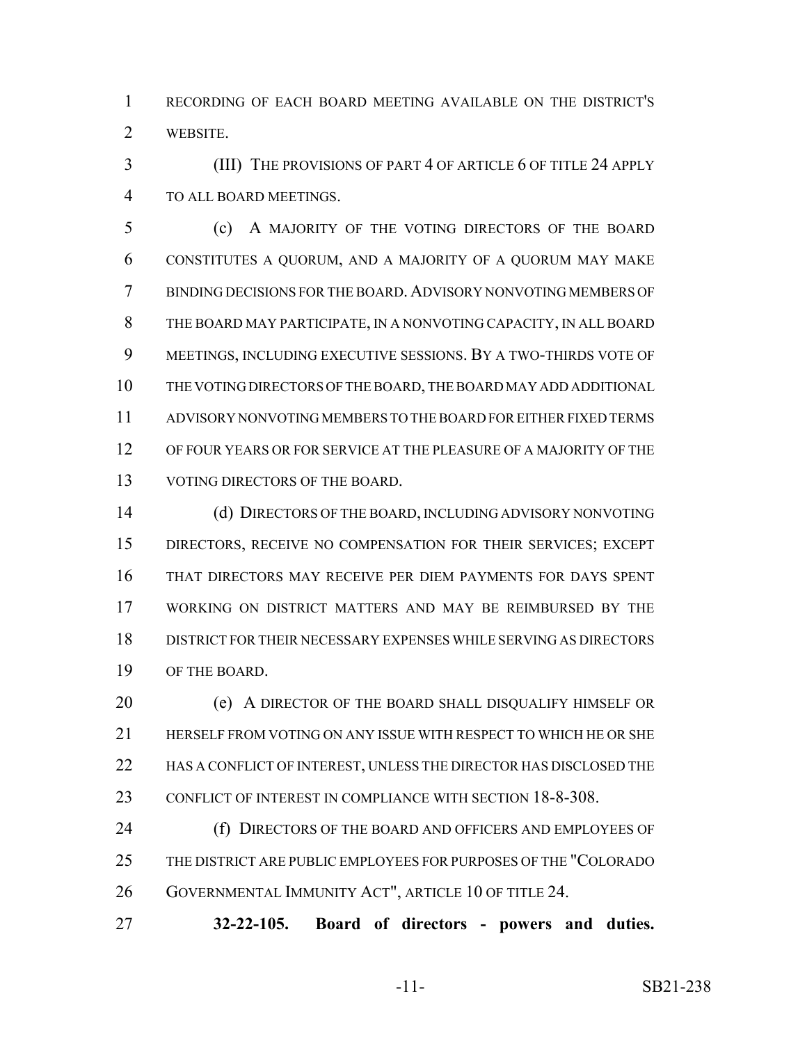RECORDING OF EACH BOARD MEETING AVAILABLE ON THE DISTRICT'S WEBSITE.

(III) THE PROVISIONS OF PART 4 OF ARTICLE 6 OF TITLE 24 APPLY TO ALL BOARD MEETINGS.

(c) A MAJORITY OF THE VOTING DIRECTORS OF THE BOARD CONSTITUTES A QUORUM, AND A MAJORITY OF A QUORUM MAY MAKE BINDING DECISIONS FOR THE BOARD. ADVISORY NONVOTING MEMBERS OF THE BOARD MAY PARTICIPATE, IN A NONVOTING CAPACITY, IN ALL BOARD MEETINGS, INCLUDING EXECUTIVE SESSIONS. BY A TWO-THIRDS VOTE OF THE VOTING DIRECTORS OF THE BOARD, THE BOARD MAY ADD ADDITIONAL ADVISORY NONVOTING MEMBERS TO THE BOARD FOR EITHER FIXED TERMS OF FOUR YEARS OR FOR SERVICE AT THE PLEASURE OF A MAJORITY OF THE VOTING DIRECTORS OF THE BOARD.

(d) DIRECTORS OF THE BOARD, INCLUDING ADVISORY NONVOTING DIRECTORS, RECEIVE NO COMPENSATION FOR THEIR SERVICES; EXCEPT THAT DIRECTORS MAY RECEIVE PER DIEM PAYMENTS FOR DAYS SPENT WORKING ON DISTRICT MATTERS AND MAY BE REIMBURSED BY THE DISTRICT FOR THEIR NECESSARY EXPENSES WHILE SERVING AS DIRECTORS OF THE BOARD.

(e) A DIRECTOR OF THE BOARD SHALL DISQUALIFY HIMSELF OR HERSELF FROM VOTING ON ANY ISSUE WITH RESPECT TO WHICH HE OR SHE HAS A CONFLICT OF INTEREST, UNLESS THE DIRECTOR HAS DISCLOSED THE CONFLICT OF INTEREST IN COMPLIANCE WITH SECTION 18-8-308.

(f) DIRECTORS OF THE BOARD AND OFFICERS AND EMPLOYEES OF THE DISTRICT ARE PUBLIC EMPLOYEES FOR PURPOSES OF THE "COLORADO GOVERNMENTAL IMMUNITY ACT", ARTICLE 10 OF TITLE 24.

**32-22-105. Board of directors - powers and duties.**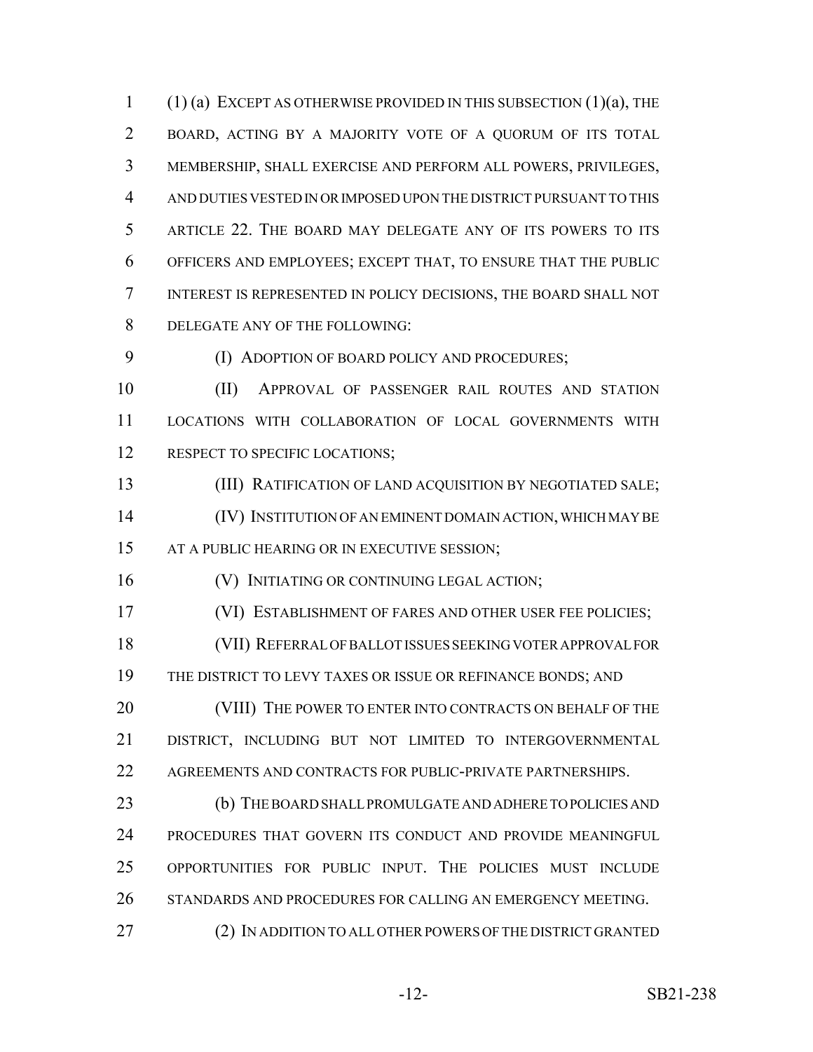(1) (a) EXCEPT AS OTHERWISE PROVIDED IN THIS SUBSECTION (1)(a), THE BOARD, ACTING BY A MAJORITY VOTE OF A QUORUM OF ITS TOTAL MEMBERSHIP, SHALL EXERCISE AND PERFORM ALL POWERS, PRIVILEGES, AND DUTIES VESTED IN OR IMPOSED UPON THE DISTRICT PURSUANT TO THIS ARTICLE 22. THE BOARD MAY DELEGATE ANY OF ITS POWERS TO ITS OFFICERS AND EMPLOYEES; EXCEPT THAT, TO ENSURE THAT THE PUBLIC INTEREST IS REPRESENTED IN POLICY DECISIONS, THE BOARD SHALL NOT DELEGATE ANY OF THE FOLLOWING:

(I) ADOPTION OF BOARD POLICY AND PROCEDURES;

(II) APPROVAL OF PASSENGER RAIL ROUTES AND STATION LOCATIONS WITH COLLABORATION OF LOCAL GOVERNMENTS WITH RESPECT TO SPECIFIC LOCATIONS;

(III) RATIFICATION OF LAND ACQUISITION BY NEGOTIATED SALE;

(IV) INSTITUTION OF AN EMINENT DOMAIN ACTION, WHICH MAY BE AT A PUBLIC HEARING OR IN EXECUTIVE SESSION;

(V) INITIATING OR CONTINUING LEGAL ACTION;

(VI) ESTABLISHMENT OF FARES AND OTHER USER FEE POLICIES;

(VII) REFERRAL OF BALLOT ISSUES SEEKING VOTER APPROVAL FOR THE DISTRICT TO LEVY TAXES OR ISSUE OR REFINANCE BONDS; AND

(VIII) THE POWER TO ENTER INTO CONTRACTS ON BEHALF OF THE DISTRICT, INCLUDING BUT NOT LIMITED TO INTERGOVERNMENTAL AGREEMENTS AND CONTRACTS FOR PUBLIC-PRIVATE PARTNERSHIPS.

(b) THE BOARD SHALL PROMULGATE AND ADHERE TO POLICIES AND PROCEDURES THAT GOVERN ITS CONDUCT AND PROVIDE MEANINGFUL OPPORTUNITIES FOR PUBLIC INPUT. THE POLICIES MUST INCLUDE STANDARDS AND PROCEDURES FOR CALLING AN EMERGENCY MEETING.

(2) IN ADDITION TO ALL OTHER POWERS OF THE DISTRICT GRANTED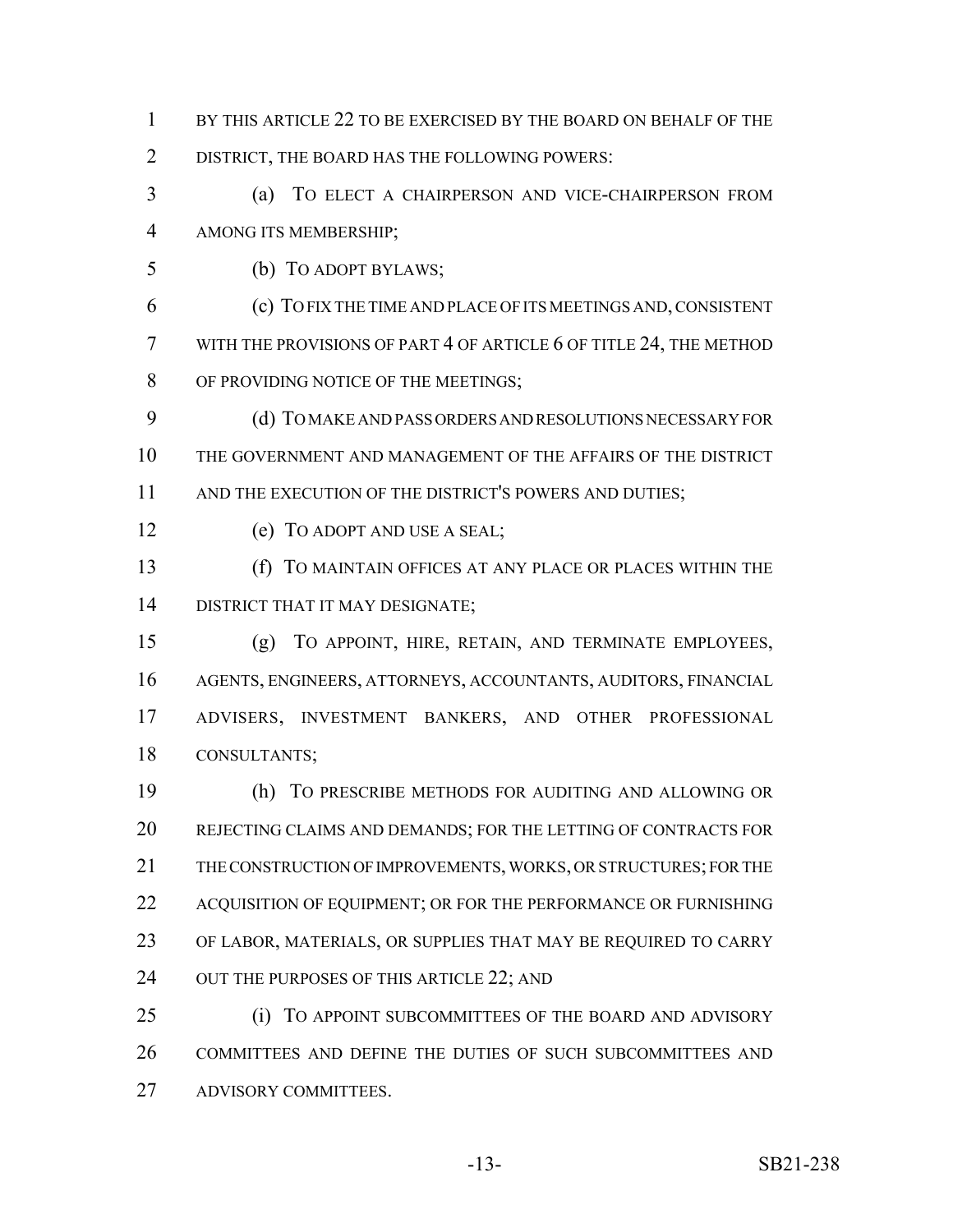BY THIS ARTICLE 22 TO BE EXERCISED BY THE BOARD ON BEHALF OF THE DISTRICT, THE BOARD HAS THE FOLLOWING POWERS:

(a) TO ELECT A CHAIRPERSON AND VICE-CHAIRPERSON FROM AMONG ITS MEMBERSHIP;

(b) TO ADOPT BYLAWS;

(c) TO FIX THE TIME AND PLACE OF ITS MEETINGS AND, CONSISTENT WITH THE PROVISIONS OF PART 4 OF ARTICLE 6 OF TITLE 24, THE METHOD OF PROVIDING NOTICE OF THE MEETINGS;

(d) TO MAKE AND PASS ORDERS AND RESOLUTIONS NECESSARY FOR THE GOVERNMENT AND MANAGEMENT OF THE AFFAIRS OF THE DISTRICT AND THE EXECUTION OF THE DISTRICT'S POWERS AND DUTIES;

(e) TO ADOPT AND USE A SEAL;

(f) TO MAINTAIN OFFICES AT ANY PLACE OR PLACES WITHIN THE DISTRICT THAT IT MAY DESIGNATE;

(g) TO APPOINT, HIRE, RETAIN, AND TERMINATE EMPLOYEES, AGENTS, ENGINEERS, ATTORNEYS, ACCOUNTANTS, AUDITORS, FINANCIAL ADVISERS, INVESTMENT BANKERS, AND OTHER PROFESSIONAL CONSULTANTS;

(h) TO PRESCRIBE METHODS FOR AUDITING AND ALLOWING OR REJECTING CLAIMS AND DEMANDS; FOR THE LETTING OF CONTRACTS FOR THE CONSTRUCTION OF IMPROVEMENTS, WORKS, OR STRUCTURES; FOR THE ACQUISITION OF EQUIPMENT; OR FOR THE PERFORMANCE OR FURNISHING OF LABOR, MATERIALS, OR SUPPLIES THAT MAY BE REQUIRED TO CARRY OUT THE PURPOSES OF THIS ARTICLE 22; AND

(i) TO APPOINT SUBCOMMITTEES OF THE BOARD AND ADVISORY COMMITTEES AND DEFINE THE DUTIES OF SUCH SUBCOMMITTEES AND ADVISORY COMMITTEES.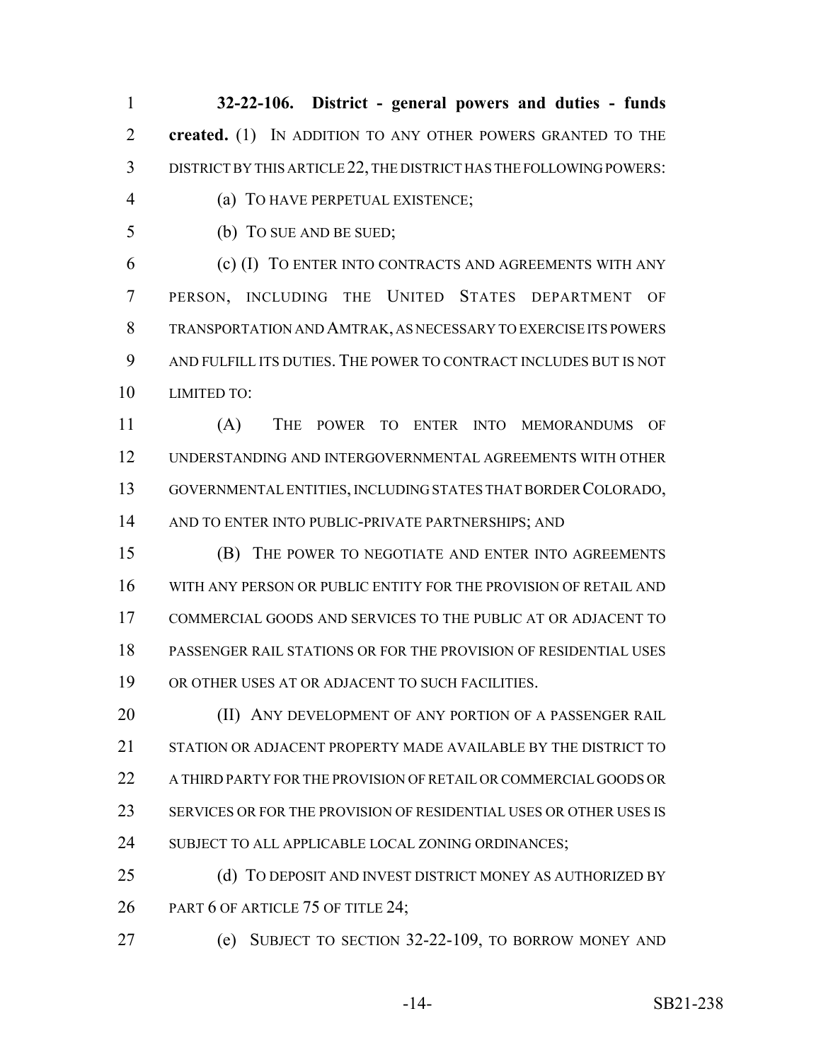**32-22-106. District - general powers and duties - funds created.** (1) IN ADDITION TO ANY OTHER POWERS GRANTED TO THE DISTRICT BY THIS ARTICLE 22, THE DISTRICT HAS THE FOLLOWING POWERS:

(a) TO HAVE PERPETUAL EXISTENCE;

(b) TO SUE AND BE SUED;

(c) (I) TO ENTER INTO CONTRACTS AND AGREEMENTS WITH ANY PERSON, INCLUDING THE UNITED STATES DEPARTMENT OF TRANSPORTATION AND AMTRAK, AS NECESSARY TO EXERCISE ITS POWERS AND FULFILL ITS DUTIES. THE POWER TO CONTRACT INCLUDES BUT IS NOT LIMITED TO:

(A) THE POWER TO ENTER INTO MEMORANDUMS OF UNDERSTANDING AND INTERGOVERNMENTAL AGREEMENTS WITH OTHER GOVERNMENTAL ENTITIES, INCLUDING STATES THAT BORDER COLORADO, AND TO ENTER INTO PUBLIC-PRIVATE PARTNERSHIPS; AND

(B) THE POWER TO NEGOTIATE AND ENTER INTO AGREEMENTS WITH ANY PERSON OR PUBLIC ENTITY FOR THE PROVISION OF RETAIL AND COMMERCIAL GOODS AND SERVICES TO THE PUBLIC AT OR ADJACENT TO PASSENGER RAIL STATIONS OR FOR THE PROVISION OF RESIDENTIAL USES OR OTHER USES AT OR ADJACENT TO SUCH FACILITIES.

(II) ANY DEVELOPMENT OF ANY PORTION OF A PASSENGER RAIL STATION OR ADJACENT PROPERTY MADE AVAILABLE BY THE DISTRICT TO A THIRD PARTY FOR THE PROVISION OF RETAIL OR COMMERCIAL GOODS OR SERVICES OR FOR THE PROVISION OF RESIDENTIAL USES OR OTHER USES IS SUBJECT TO ALL APPLICABLE LOCAL ZONING ORDINANCES;

(d) TO DEPOSIT AND INVEST DISTRICT MONEY AS AUTHORIZED BY PART 6 OF ARTICLE 75 OF TITLE 24;

(e) SUBJECT TO SECTION 32-22-109, TO BORROW MONEY AND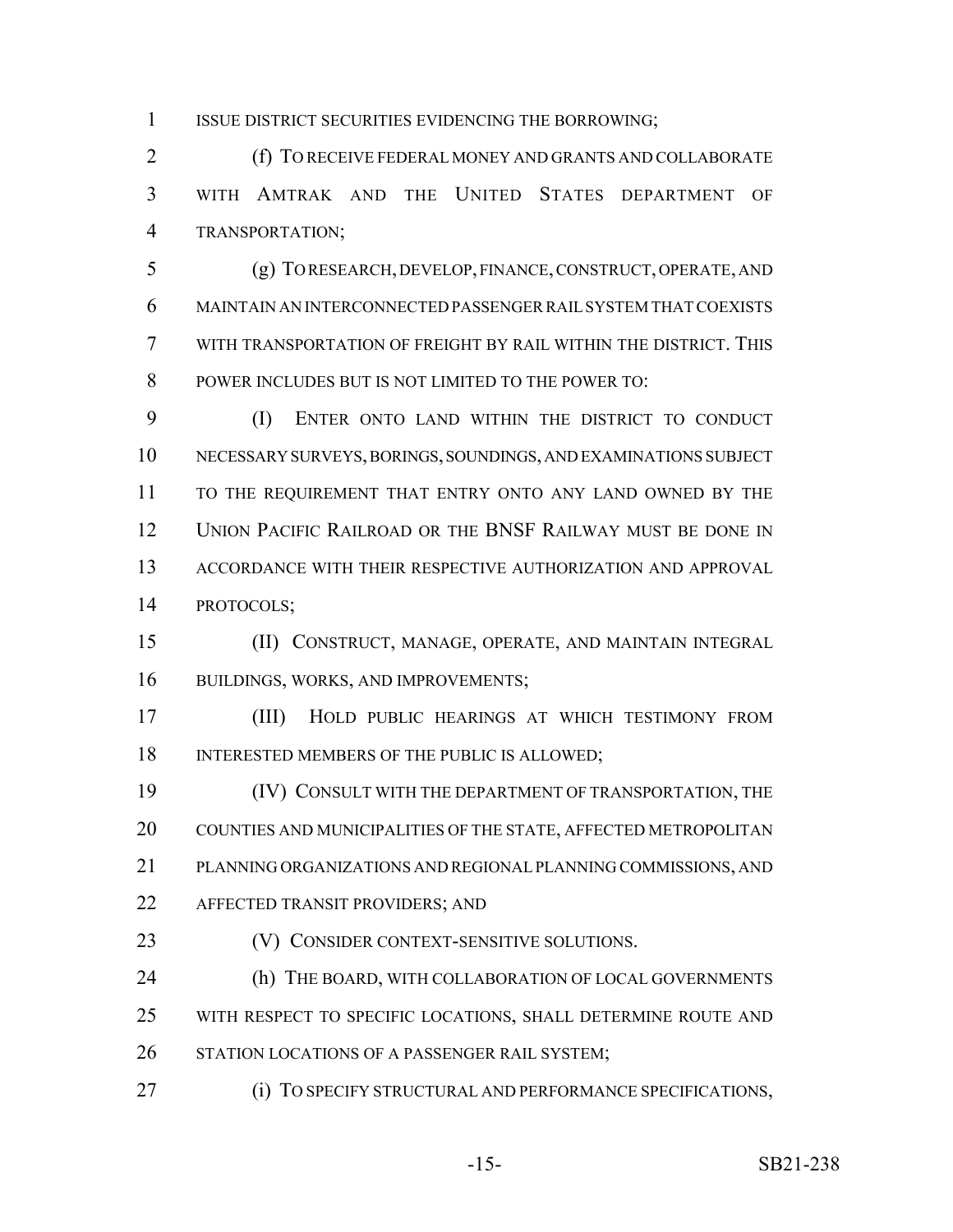ISSUE DISTRICT SECURITIES EVIDENCING THE BORROWING;

(f) TO RECEIVE FEDERAL MONEY AND GRANTS AND COLLABORATE WITH AMTRAK AND THE UNITED STATES DEPARTMENT OF TRANSPORTATION;

(g) TO RESEARCH, DEVELOP, FINANCE, CONSTRUCT, OPERATE, AND MAINTAIN AN INTERCONNECTED PASSENGER RAIL SYSTEM THAT COEXISTS WITH TRANSPORTATION OF FREIGHT BY RAIL WITHIN THE DISTRICT. THIS POWER INCLUDES BUT IS NOT LIMITED TO THE POWER TO:

(I) ENTER ONTO LAND WITHIN THE DISTRICT TO CONDUCT NECESSARY SURVEYS, BORINGS, SOUNDINGS, AND EXAMINATIONS SUBJECT TO THE REQUIREMENT THAT ENTRY ONTO ANY LAND OWNED BY THE UNION PACIFIC RAILROAD OR THE BNSF RAILWAY MUST BE DONE IN ACCORDANCE WITH THEIR RESPECTIVE AUTHORIZATION AND APPROVAL PROTOCOLS;

(II) CONSTRUCT, MANAGE, OPERATE, AND MAINTAIN INTEGRAL BUILDINGS, WORKS, AND IMPROVEMENTS;

(III) HOLD PUBLIC HEARINGS AT WHICH TESTIMONY FROM INTERESTED MEMBERS OF THE PUBLIC IS ALLOWED;

(IV) CONSULT WITH THE DEPARTMENT OF TRANSPORTATION, THE COUNTIES AND MUNICIPALITIES OF THE STATE, AFFECTED METROPOLITAN PLANNING ORGANIZATIONS AND REGIONAL PLANNING COMMISSIONS, AND AFFECTED TRANSIT PROVIDERS; AND

(V) CONSIDER CONTEXT-SENSITIVE SOLUTIONS.

(h) THE BOARD, WITH COLLABORATION OF LOCAL GOVERNMENTS WITH RESPECT TO SPECIFIC LOCATIONS, SHALL DETERMINE ROUTE AND STATION LOCATIONS OF A PASSENGER RAIL SYSTEM;

(i) TO SPECIFY STRUCTURAL AND PERFORMANCE SPECIFICATIONS,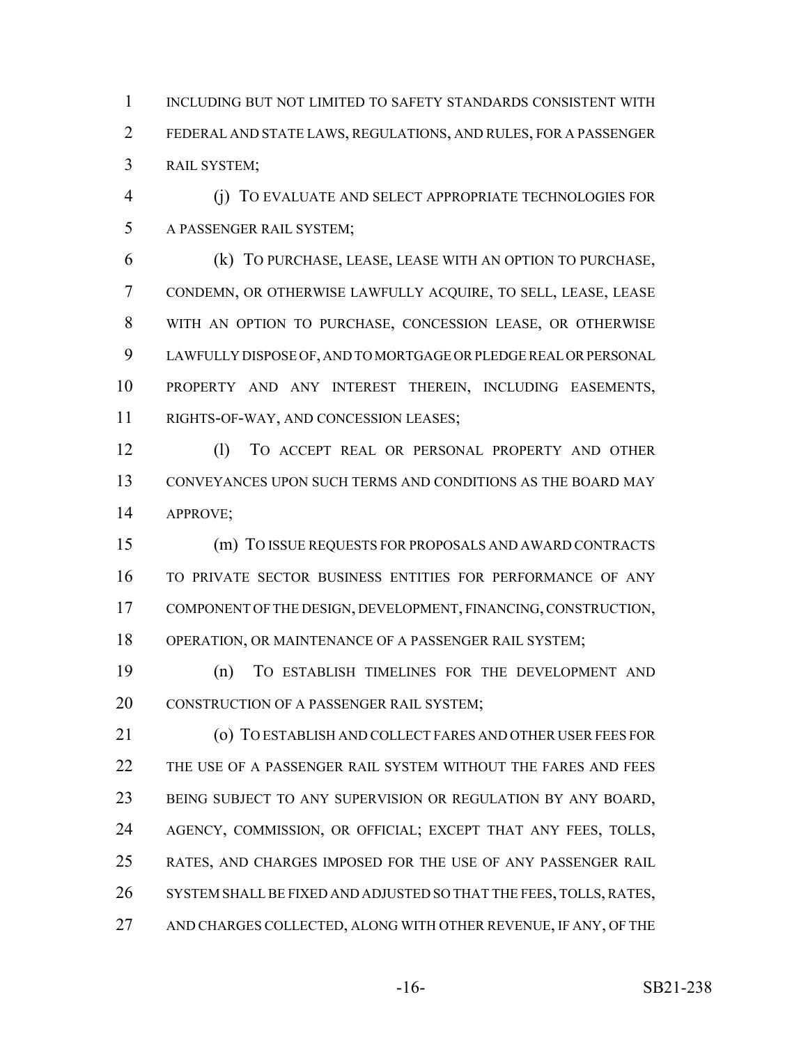INCLUDING BUT NOT LIMITED TO SAFETY STANDARDS CONSISTENT WITH FEDERAL AND STATE LAWS, REGULATIONS, AND RULES, FOR A PASSENGER RAIL SYSTEM;

(j) TO EVALUATE AND SELECT APPROPRIATE TECHNOLOGIES FOR A PASSENGER RAIL SYSTEM;

(k) TO PURCHASE, LEASE, LEASE WITH AN OPTION TO PURCHASE, CONDEMN, OR OTHERWISE LAWFULLY ACQUIRE, TO SELL, LEASE, LEASE WITH AN OPTION TO PURCHASE, CONCESSION LEASE, OR OTHERWISE LAWFULLY DISPOSE OF, AND TO MORTGAGE OR PLEDGE REAL OR PERSONAL PROPERTY AND ANY INTEREST THEREIN, INCLUDING EASEMENTS, RIGHTS-OF-WAY, AND CONCESSION LEASES;

(l) TO ACCEPT REAL OR PERSONAL PROPERTY AND OTHER CONVEYANCES UPON SUCH TERMS AND CONDITIONS AS THE BOARD MAY APPROVE;

(m) TO ISSUE REQUESTS FOR PROPOSALS AND AWARD CONTRACTS TO PRIVATE SECTOR BUSINESS ENTITIES FOR PERFORMANCE OF ANY COMPONENT OF THE DESIGN, DEVELOPMENT, FINANCING, CONSTRUCTION, OPERATION, OR MAINTENANCE OF A PASSENGER RAIL SYSTEM;

(n) TO ESTABLISH TIMELINES FOR THE DEVELOPMENT AND CONSTRUCTION OF A PASSENGER RAIL SYSTEM;

(o) TO ESTABLISH AND COLLECT FARES AND OTHER USER FEES FOR THE USE OF A PASSENGER RAIL SYSTEM WITHOUT THE FARES AND FEES BEING SUBJECT TO ANY SUPERVISION OR REGULATION BY ANY BOARD, AGENCY, COMMISSION, OR OFFICIAL; EXCEPT THAT ANY FEES, TOLLS, RATES, AND CHARGES IMPOSED FOR THE USE OF ANY PASSENGER RAIL SYSTEM SHALL BE FIXED AND ADJUSTED SO THAT THE FEES, TOLLS, RATES, AND CHARGES COLLECTED, ALONG WITH OTHER REVENUE, IF ANY, OF THE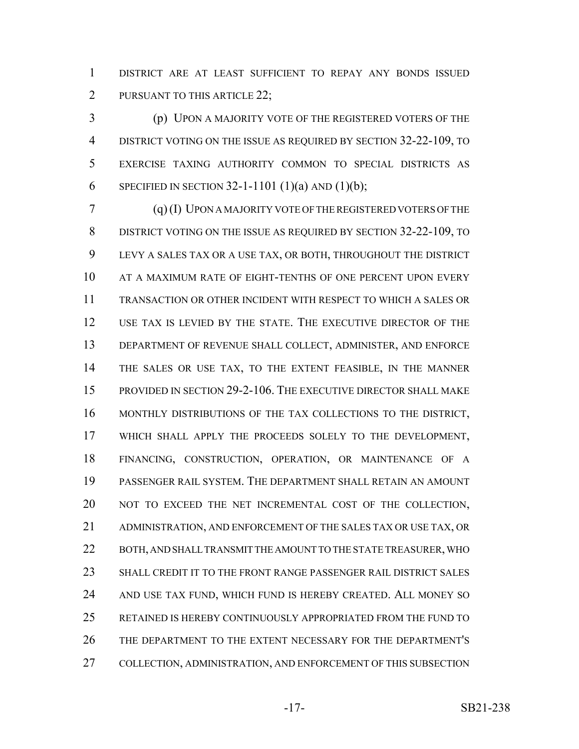DISTRICT ARE AT LEAST SUFFICIENT TO REPAY ANY BONDS ISSUED PURSUANT TO THIS ARTICLE 22;

(p) UPON A MAJORITY VOTE OF THE REGISTERED VOTERS OF THE DISTRICT VOTING ON THE ISSUE AS REQUIRED BY SECTION 32-22-109, TO EXERCISE TAXING AUTHORITY COMMON TO SPECIAL DISTRICTS AS SPECIFIED IN SECTION 32-1-1101 (1)(a) AND (1)(b);

(q) (I) UPON A MAJORITY VOTE OF THE REGISTERED VOTERS OF THE DISTRICT VOTING ON THE ISSUE AS REQUIRED BY SECTION 32-22-109, TO LEVY A SALES TAX OR A USE TAX, OR BOTH, THROUGHOUT THE DISTRICT AT A MAXIMUM RATE OF EIGHT-TENTHS OF ONE PERCENT UPON EVERY TRANSACTION OR OTHER INCIDENT WITH RESPECT TO WHICH A SALES OR USE TAX IS LEVIED BY THE STATE. THE EXECUTIVE DIRECTOR OF THE DEPARTMENT OF REVENUE SHALL COLLECT, ADMINISTER, AND ENFORCE THE SALES OR USE TAX, TO THE EXTENT FEASIBLE, IN THE MANNER PROVIDED IN SECTION 29-2-106. THE EXECUTIVE DIRECTOR SHALL MAKE MONTHLY DISTRIBUTIONS OF THE TAX COLLECTIONS TO THE DISTRICT, WHICH SHALL APPLY THE PROCEEDS SOLELY TO THE DEVELOPMENT, FINANCING, CONSTRUCTION, OPERATION, OR MAINTENANCE OF A PASSENGER RAIL SYSTEM. THE DEPARTMENT SHALL RETAIN AN AMOUNT NOT TO EXCEED THE NET INCREMENTAL COST OF THE COLLECTION, ADMINISTRATION, AND ENFORCEMENT OF THE SALES TAX OR USE TAX, OR BOTH, AND SHALL TRANSMIT THE AMOUNT TO THE STATE TREASURER, WHO SHALL CREDIT IT TO THE FRONT RANGE PASSENGER RAIL DISTRICT SALES AND USE TAX FUND, WHICH FUND IS HEREBY CREATED. ALL MONEY SO RETAINED IS HEREBY CONTINUOUSLY APPROPRIATED FROM THE FUND TO THE DEPARTMENT TO THE EXTENT NECESSARY FOR THE DEPARTMENT'S COLLECTION, ADMINISTRATION, AND ENFORCEMENT OF THIS SUBSECTION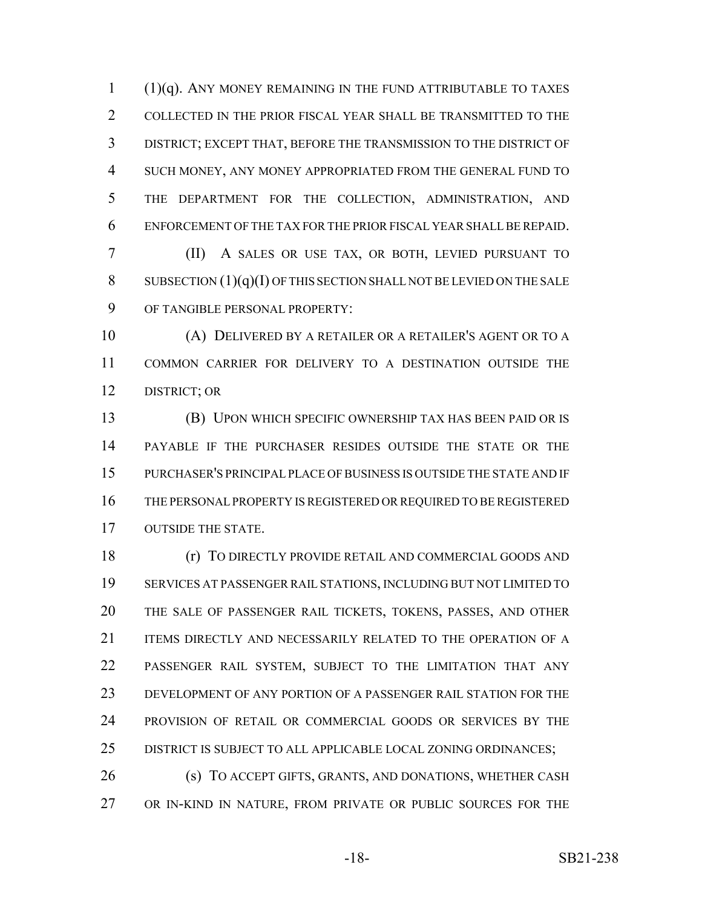(1)(q). ANY MONEY REMAINING IN THE FUND ATTRIBUTABLE TO TAXES COLLECTED IN THE PRIOR FISCAL YEAR SHALL BE TRANSMITTED TO THE DISTRICT; EXCEPT THAT, BEFORE THE TRANSMISSION TO THE DISTRICT OF SUCH MONEY, ANY MONEY APPROPRIATED FROM THE GENERAL FUND TO THE DEPARTMENT FOR THE COLLECTION, ADMINISTRATION, AND ENFORCEMENT OF THE TAX FOR THE PRIOR FISCAL YEAR SHALL BE REPAID.

(II) A SALES OR USE TAX, OR BOTH, LEVIED PURSUANT TO SUBSECTION (1)(q)(I) OF THIS SECTION SHALL NOT BE LEVIED ON THE SALE OF TANGIBLE PERSONAL PROPERTY:

(A) DELIVERED BY A RETAILER OR A RETAILER'S AGENT OR TO A COMMON CARRIER FOR DELIVERY TO A DESTINATION OUTSIDE THE DISTRICT; OR

(B) UPON WHICH SPECIFIC OWNERSHIP TAX HAS BEEN PAID OR IS PAYABLE IF THE PURCHASER RESIDES OUTSIDE THE STATE OR THE PURCHASER'S PRINCIPAL PLACE OF BUSINESS IS OUTSIDE THE STATE AND IF THE PERSONAL PROPERTY IS REGISTERED OR REQUIRED TO BE REGISTERED OUTSIDE THE STATE.

(r) TO DIRECTLY PROVIDE RETAIL AND COMMERCIAL GOODS AND SERVICES AT PASSENGER RAIL STATIONS, INCLUDING BUT NOT LIMITED TO THE SALE OF PASSENGER RAIL TICKETS, TOKENS, PASSES, AND OTHER ITEMS DIRECTLY AND NECESSARILY RELATED TO THE OPERATION OF A PASSENGER RAIL SYSTEM, SUBJECT TO THE LIMITATION THAT ANY DEVELOPMENT OF ANY PORTION OF A PASSENGER RAIL STATION FOR THE PROVISION OF RETAIL OR COMMERCIAL GOODS OR SERVICES BY THE DISTRICT IS SUBJECT TO ALL APPLICABLE LOCAL ZONING ORDINANCES;

(s) TO ACCEPT GIFTS, GRANTS, AND DONATIONS, WHETHER CASH OR IN-KIND IN NATURE, FROM PRIVATE OR PUBLIC SOURCES FOR THE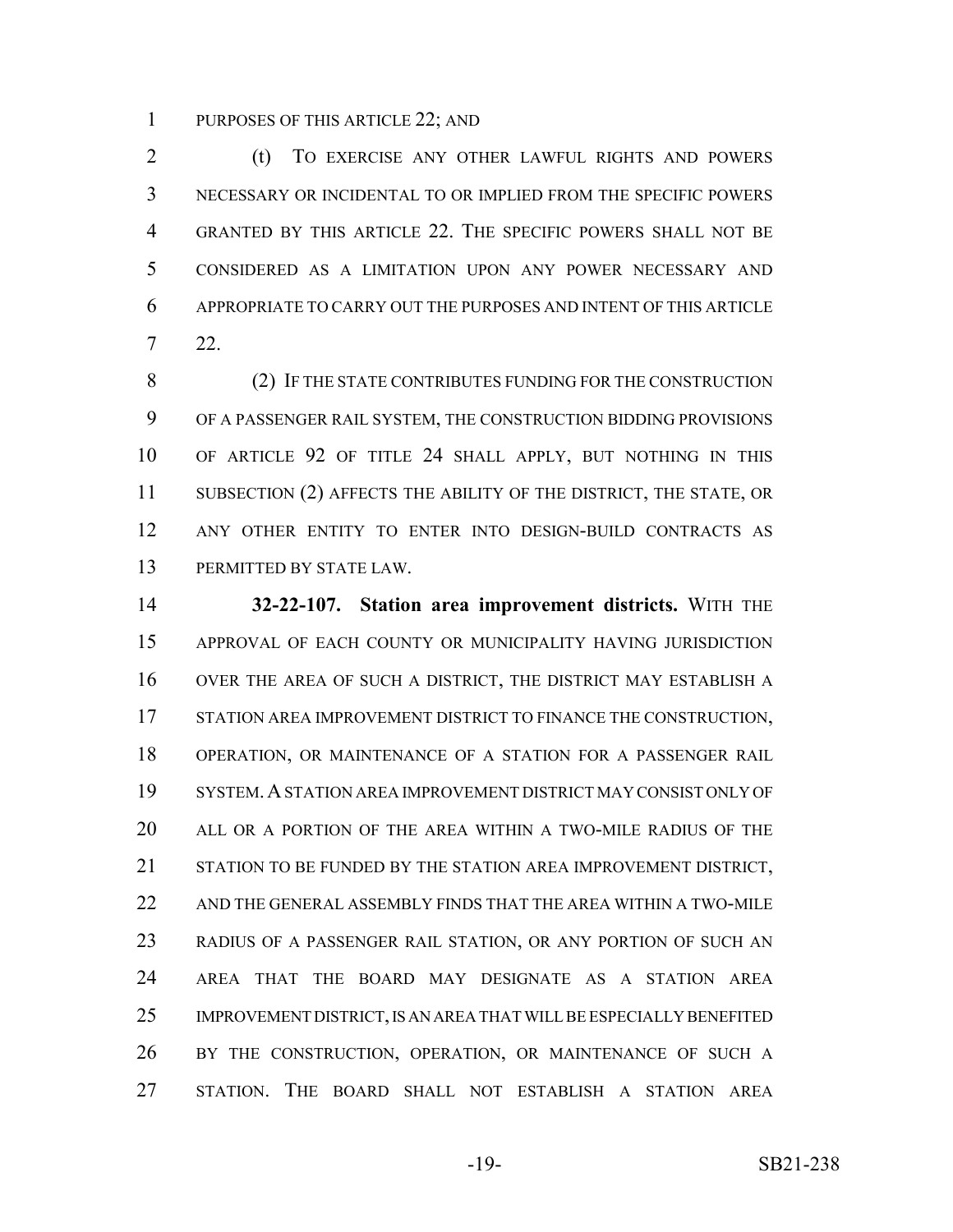PURPOSES OF THIS ARTICLE 22; AND

(t) TO EXERCISE ANY OTHER LAWFUL RIGHTS AND POWERS NECESSARY OR INCIDENTAL TO OR IMPLIED FROM THE SPECIFIC POWERS GRANTED BY THIS ARTICLE 22. THE SPECIFIC POWERS SHALL NOT BE CONSIDERED AS A LIMITATION UPON ANY POWER NECESSARY AND APPROPRIATE TO CARRY OUT THE PURPOSES AND INTENT OF THIS ARTICLE 22.

(2) IF THE STATE CONTRIBUTES FUNDING FOR THE CONSTRUCTION OF A PASSENGER RAIL SYSTEM, THE CONSTRUCTION BIDDING PROVISIONS OF ARTICLE 92 OF TITLE 24 SHALL APPLY, BUT NOTHING IN THIS SUBSECTION (2) AFFECTS THE ABILITY OF THE DISTRICT, THE STATE, OR ANY OTHER ENTITY TO ENTER INTO DESIGN-BUILD CONTRACTS AS PERMITTED BY STATE LAW.

**32-22-107. Station area improvement districts.** WITH THE APPROVAL OF EACH COUNTY OR MUNICIPALITY HAVING JURISDICTION OVER THE AREA OF SUCH A DISTRICT, THE DISTRICT MAY ESTABLISH A STATION AREA IMPROVEMENT DISTRICT TO FINANCE THE CONSTRUCTION, OPERATION, OR MAINTENANCE OF A STATION FOR A PASSENGER RAIL SYSTEM. A STATION AREA IMPROVEMENT DISTRICT MAY CONSIST ONLY OF ALL OR A PORTION OF THE AREA WITHIN A TWO-MILE RADIUS OF THE STATION TO BE FUNDED BY THE STATION AREA IMPROVEMENT DISTRICT, AND THE GENERAL ASSEMBLY FINDS THAT THE AREA WITHIN A TWO-MILE RADIUS OF A PASSENGER RAIL STATION, OR ANY PORTION OF SUCH AN AREA THAT THE BOARD MAY DESIGNATE AS A STATION AREA IMPROVEMENT DISTRICT, IS AN AREA THAT WILL BE ESPECIALLY BENEFITED BY THE CONSTRUCTION, OPERATION, OR MAINTENANCE OF SUCH A STATION. THE BOARD SHALL NOT ESTABLISH A STATION AREA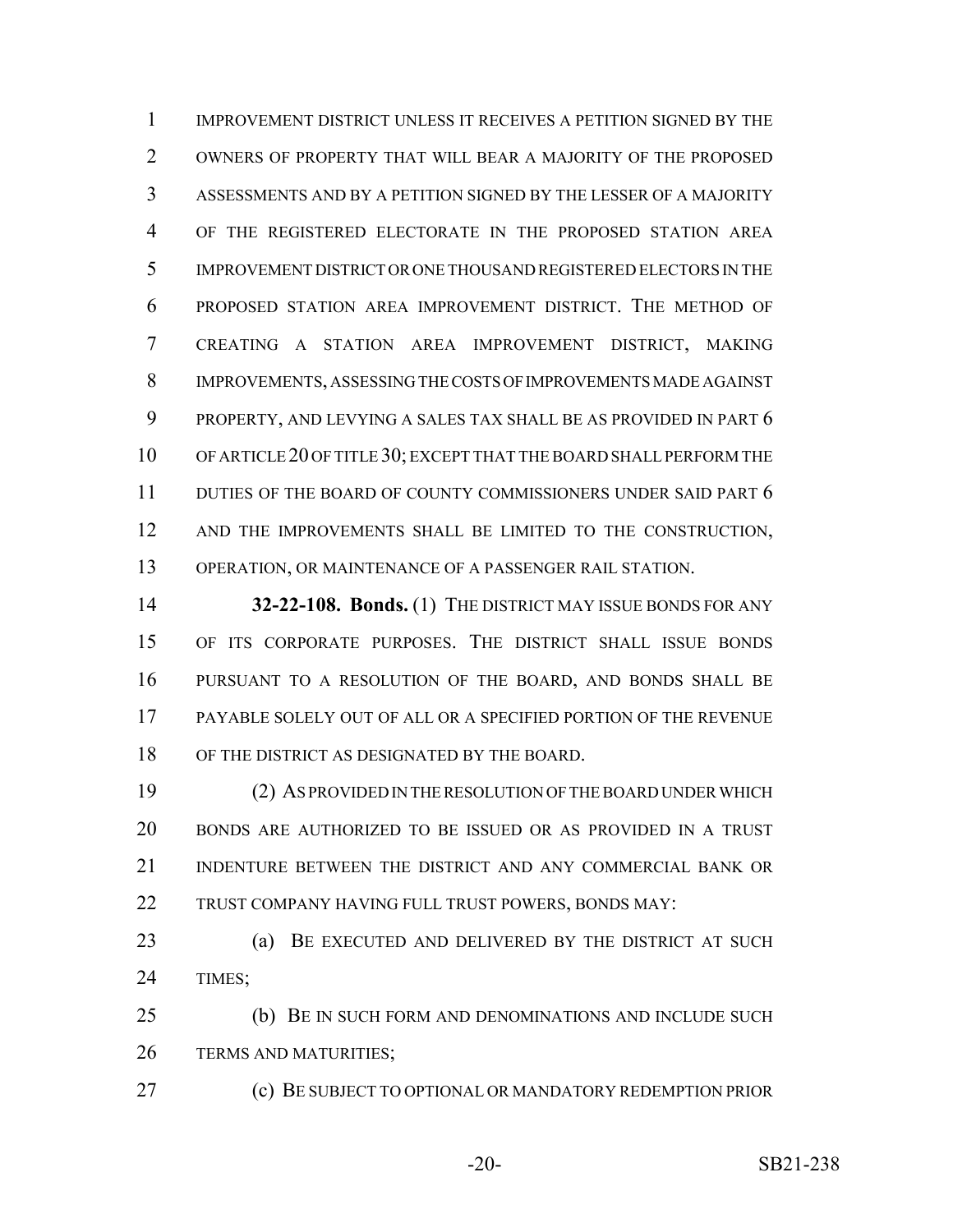IMPROVEMENT DISTRICT UNLESS IT RECEIVES A PETITION SIGNED BY THE OWNERS OF PROPERTY THAT WILL BEAR A MAJORITY OF THE PROPOSED ASSESSMENTS AND BY A PETITION SIGNED BY THE LESSER OF A MAJORITY OF THE REGISTERED ELECTORATE IN THE PROPOSED STATION AREA IMPROVEMENT DISTRICT OR ONE THOUSAND REGISTERED ELECTORS IN THE PROPOSED STATION AREA IMPROVEMENT DISTRICT. THE METHOD OF CREATING A STATION AREA IMPROVEMENT DISTRICT, MAKING IMPROVEMENTS, ASSESSING THE COSTS OF IMPROVEMENTS MADE AGAINST PROPERTY, AND LEVYING A SALES TAX SHALL BE AS PROVIDED IN PART 6 OF ARTICLE 20 OF TITLE 30; EXCEPT THAT THE BOARD SHALL PERFORM THE DUTIES OF THE BOARD OF COUNTY COMMISSIONERS UNDER SAID PART 6 AND THE IMPROVEMENTS SHALL BE LIMITED TO THE CONSTRUCTION, OPERATION, OR MAINTENANCE OF A PASSENGER RAIL STATION.

**32-22-108. Bonds.** (1) THE DISTRICT MAY ISSUE BONDS FOR ANY OF ITS CORPORATE PURPOSES. THE DISTRICT SHALL ISSUE BONDS PURSUANT TO A RESOLUTION OF THE BOARD, AND BONDS SHALL BE PAYABLE SOLELY OUT OF ALL OR A SPECIFIED PORTION OF THE REVENUE OF THE DISTRICT AS DESIGNATED BY THE BOARD.

(2) AS PROVIDED IN THE RESOLUTION OF THE BOARD UNDER WHICH BONDS ARE AUTHORIZED TO BE ISSUED OR AS PROVIDED IN A TRUST INDENTURE BETWEEN THE DISTRICT AND ANY COMMERCIAL BANK OR TRUST COMPANY HAVING FULL TRUST POWERS, BONDS MAY:

(a) BE EXECUTED AND DELIVERED BY THE DISTRICT AT SUCH TIMES;

(b) BE IN SUCH FORM AND DENOMINATIONS AND INCLUDE SUCH TERMS AND MATURITIES;

(c) BE SUBJECT TO OPTIONAL OR MANDATORY REDEMPTION PRIOR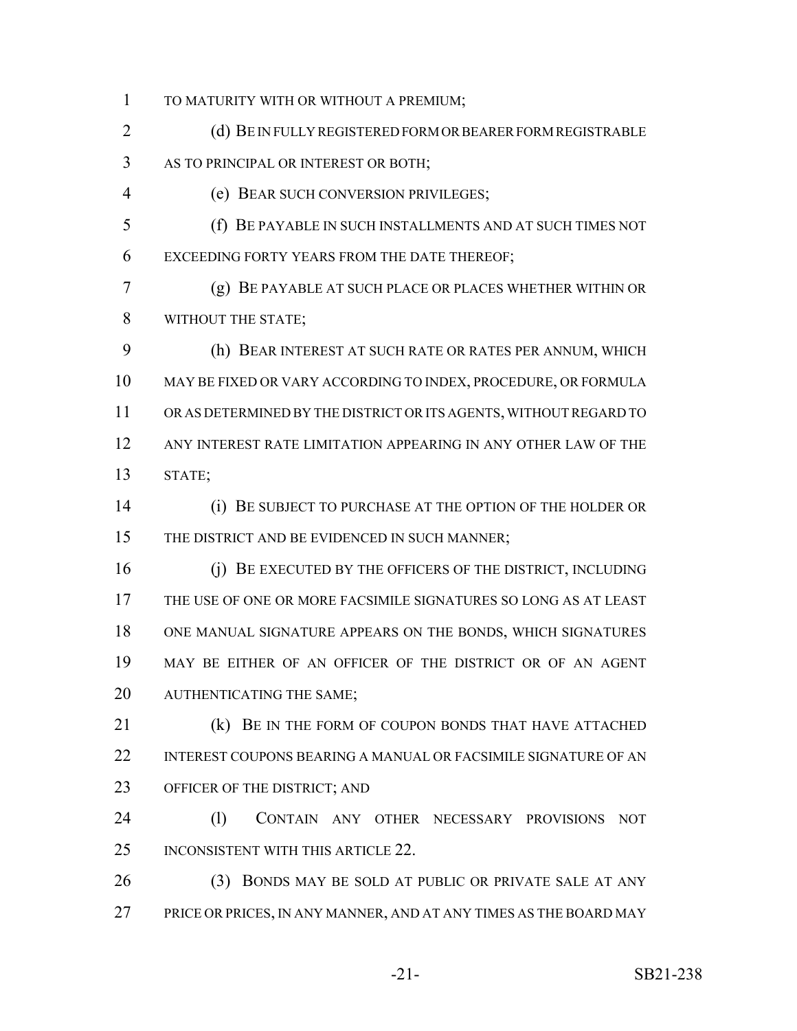TO MATURITY WITH OR WITHOUT A PREMIUM;

(d) BE IN FULLY REGISTERED FORM OR BEARER FORM REGISTRABLE AS TO PRINCIPAL OR INTEREST OR BOTH;

(e) BEAR SUCH CONVERSION PRIVILEGES;

(f) BE PAYABLE IN SUCH INSTALLMENTS AND AT SUCH TIMES NOT EXCEEDING FORTY YEARS FROM THE DATE THEREOF;

(g) BE PAYABLE AT SUCH PLACE OR PLACES WHETHER WITHIN OR WITHOUT THE STATE;

(h) BEAR INTEREST AT SUCH RATE OR RATES PER ANNUM, WHICH MAY BE FIXED OR VARY ACCORDING TO INDEX, PROCEDURE, OR FORMULA OR AS DETERMINED BY THE DISTRICT OR ITS AGENTS, WITHOUT REGARD TO ANY INTEREST RATE LIMITATION APPEARING IN ANY OTHER LAW OF THE STATE;

(i) BE SUBJECT TO PURCHASE AT THE OPTION OF THE HOLDER OR THE DISTRICT AND BE EVIDENCED IN SUCH MANNER;

(j) BE EXECUTED BY THE OFFICERS OF THE DISTRICT, INCLUDING THE USE OF ONE OR MORE FACSIMILE SIGNATURES SO LONG AS AT LEAST ONE MANUAL SIGNATURE APPEARS ON THE BONDS, WHICH SIGNATURES MAY BE EITHER OF AN OFFICER OF THE DISTRICT OR OF AN AGENT AUTHENTICATING THE SAME;

(k) BE IN THE FORM OF COUPON BONDS THAT HAVE ATTACHED INTEREST COUPONS BEARING A MANUAL OR FACSIMILE SIGNATURE OF AN OFFICER OF THE DISTRICT; AND

(l) CONTAIN ANY OTHER NECESSARY PROVISIONS NOT INCONSISTENT WITH THIS ARTICLE 22.

(3) BONDS MAY BE SOLD AT PUBLIC OR PRIVATE SALE AT ANY PRICE OR PRICES, IN ANY MANNER, AND AT ANY TIMES AS THE BOARD MAY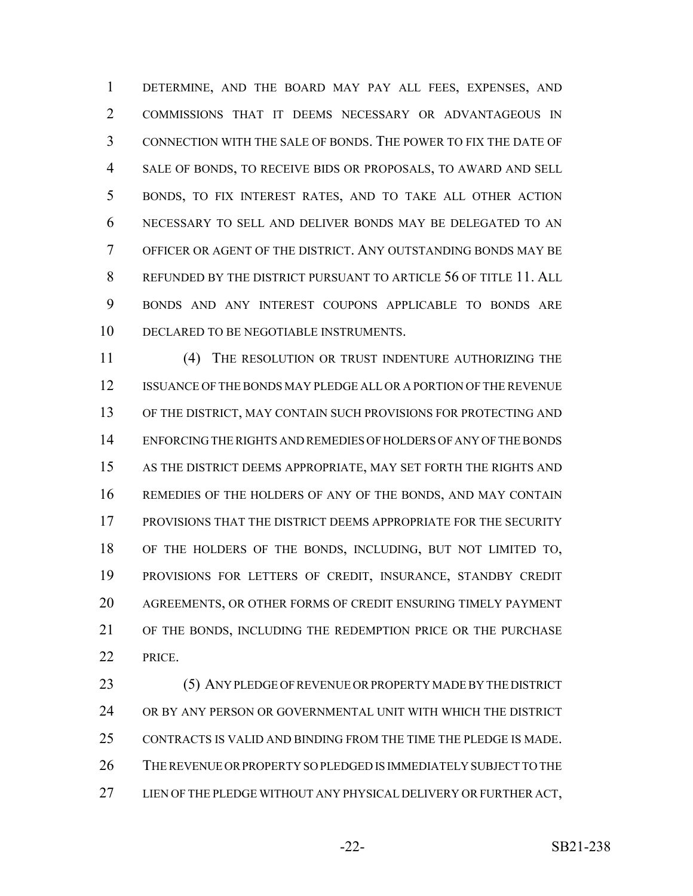DETERMINE, AND THE BOARD MAY PAY ALL FEES, EXPENSES, AND COMMISSIONS THAT IT DEEMS NECESSARY OR ADVANTAGEOUS IN CONNECTION WITH THE SALE OF BONDS. THE POWER TO FIX THE DATE OF SALE OF BONDS, TO RECEIVE BIDS OR PROPOSALS, TO AWARD AND SELL BONDS, TO FIX INTEREST RATES, AND TO TAKE ALL OTHER ACTION NECESSARY TO SELL AND DELIVER BONDS MAY BE DELEGATED TO AN OFFICER OR AGENT OF THE DISTRICT. ANY OUTSTANDING BONDS MAY BE REFUNDED BY THE DISTRICT PURSUANT TO ARTICLE 56 OF TITLE 11. ALL BONDS AND ANY INTEREST COUPONS APPLICABLE TO BONDS ARE DECLARED TO BE NEGOTIABLE INSTRUMENTS.

(4) THE RESOLUTION OR TRUST INDENTURE AUTHORIZING THE ISSUANCE OF THE BONDS MAY PLEDGE ALL OR A PORTION OF THE REVENUE OF THE DISTRICT, MAY CONTAIN SUCH PROVISIONS FOR PROTECTING AND ENFORCING THE RIGHTS AND REMEDIES OF HOLDERS OF ANY OF THE BONDS AS THE DISTRICT DEEMS APPROPRIATE, MAY SET FORTH THE RIGHTS AND REMEDIES OF THE HOLDERS OF ANY OF THE BONDS, AND MAY CONTAIN PROVISIONS THAT THE DISTRICT DEEMS APPROPRIATE FOR THE SECURITY OF THE HOLDERS OF THE BONDS, INCLUDING, BUT NOT LIMITED TO, PROVISIONS FOR LETTERS OF CREDIT, INSURANCE, STANDBY CREDIT AGREEMENTS, OR OTHER FORMS OF CREDIT ENSURING TIMELY PAYMENT OF THE BONDS, INCLUDING THE REDEMPTION PRICE OR THE PURCHASE PRICE.

(5) ANY PLEDGE OF REVENUE OR PROPERTY MADE BY THE DISTRICT OR BY ANY PERSON OR GOVERNMENTAL UNIT WITH WHICH THE DISTRICT CONTRACTS IS VALID AND BINDING FROM THE TIME THE PLEDGE IS MADE. THE REVENUE OR PROPERTY SO PLEDGED IS IMMEDIATELY SUBJECT TO THE LIEN OF THE PLEDGE WITHOUT ANY PHYSICAL DELIVERY OR FURTHER ACT,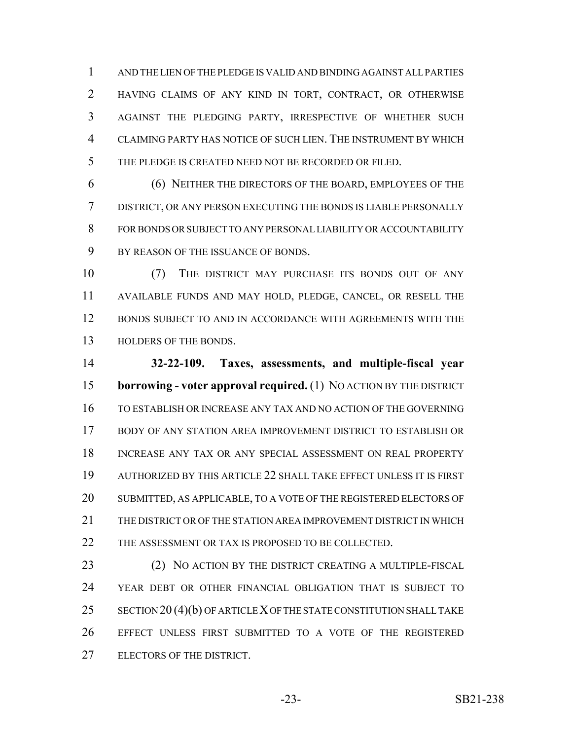AND THE LIEN OF THE PLEDGE IS VALID AND BINDING AGAINST ALL PARTIES HAVING CLAIMS OF ANY KIND IN TORT, CONTRACT, OR OTHERWISE AGAINST THE PLEDGING PARTY, IRRESPECTIVE OF WHETHER SUCH CLAIMING PARTY HAS NOTICE OF SUCH LIEN. THE INSTRUMENT BY WHICH THE PLEDGE IS CREATED NEED NOT BE RECORDED OR FILED.

(6) NEITHER THE DIRECTORS OF THE BOARD, EMPLOYEES OF THE DISTRICT, OR ANY PERSON EXECUTING THE BONDS IS LIABLE PERSONALLY FOR BONDS OR SUBJECT TO ANY PERSONAL LIABILITY OR ACCOUNTABILITY BY REASON OF THE ISSUANCE OF BONDS.

(7) THE DISTRICT MAY PURCHASE ITS BONDS OUT OF ANY AVAILABLE FUNDS AND MAY HOLD, PLEDGE, CANCEL, OR RESELL THE BONDS SUBJECT TO AND IN ACCORDANCE WITH AGREEMENTS WITH THE HOLDERS OF THE BONDS.

**32-22-109. Taxes, assessments, and multiple-fiscal year borrowing - voter approval required.** (1) NO ACTION BY THE DISTRICT TO ESTABLISH OR INCREASE ANY TAX AND NO ACTION OF THE GOVERNING BODY OF ANY STATION AREA IMPROVEMENT DISTRICT TO ESTABLISH OR INCREASE ANY TAX OR ANY SPECIAL ASSESSMENT ON REAL PROPERTY AUTHORIZED BY THIS ARTICLE 22 SHALL TAKE EFFECT UNLESS IT IS FIRST SUBMITTED, AS APPLICABLE, TO A VOTE OF THE REGISTERED ELECTORS OF THE DISTRICT OR OF THE STATION AREA IMPROVEMENT DISTRICT IN WHICH THE ASSESSMENT OR TAX IS PROPOSED TO BE COLLECTED.

(2) NO ACTION BY THE DISTRICT CREATING A MULTIPLE-FISCAL YEAR DEBT OR OTHER FINANCIAL OBLIGATION THAT IS SUBJECT TO SECTION 20 (4)(b) OF ARTICLE X OF THE STATE CONSTITUTION SHALL TAKE EFFECT UNLESS FIRST SUBMITTED TO A VOTE OF THE REGISTERED ELECTORS OF THE DISTRICT.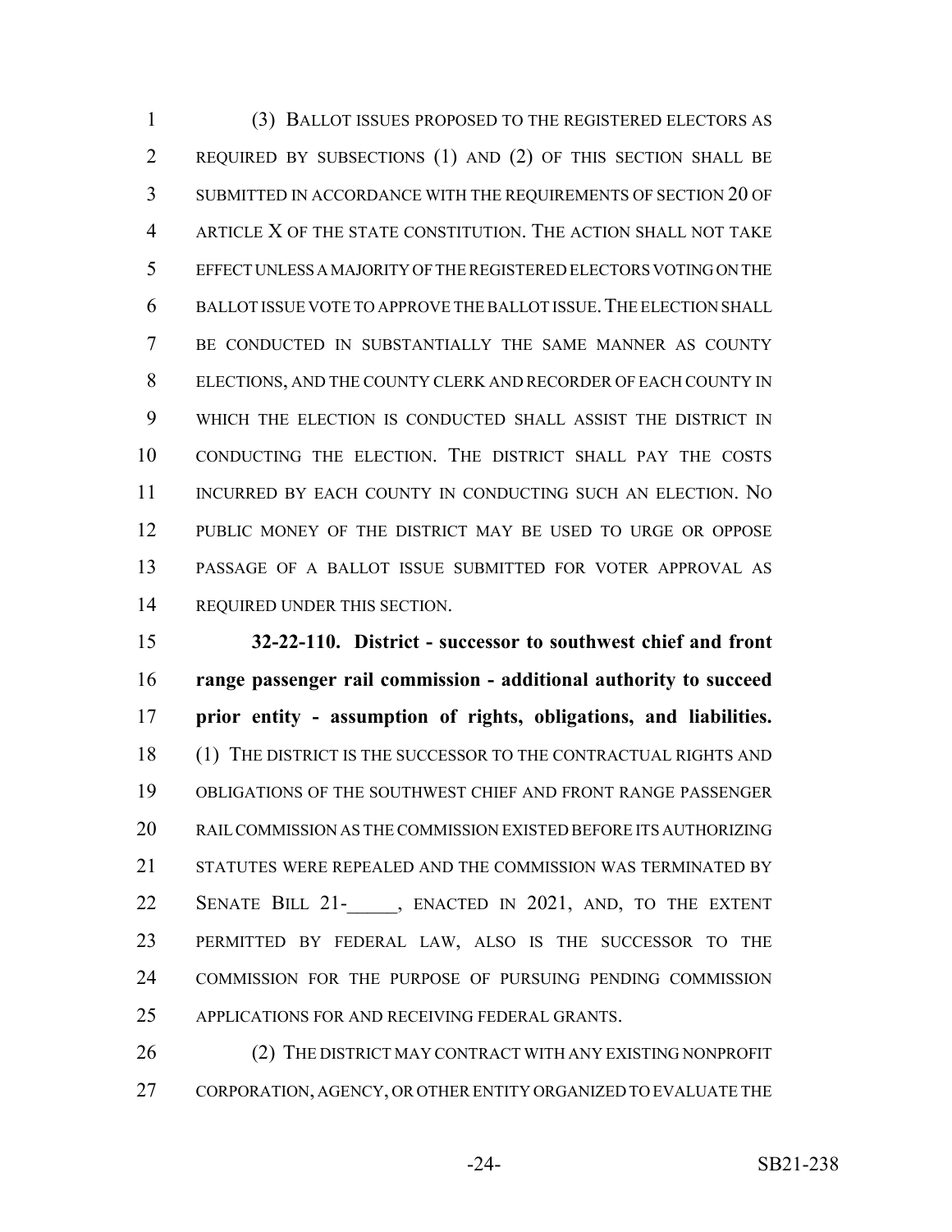(3) BALLOT ISSUES PROPOSED TO THE REGISTERED ELECTORS AS REQUIRED BY SUBSECTIONS (1) AND (2) OF THIS SECTION SHALL BE SUBMITTED IN ACCORDANCE WITH THE REQUIREMENTS OF SECTION 20 OF ARTICLE X OF THE STATE CONSTITUTION. THE ACTION SHALL NOT TAKE EFFECT UNLESS A MAJORITY OF THE REGISTERED ELECTORS VOTING ON THE BALLOT ISSUE VOTE TO APPROVE THE BALLOT ISSUE. THE ELECTION SHALL BE CONDUCTED IN SUBSTANTIALLY THE SAME MANNER AS COUNTY ELECTIONS, AND THE COUNTY CLERK AND RECORDER OF EACH COUNTY IN WHICH THE ELECTION IS CONDUCTED SHALL ASSIST THE DISTRICT IN CONDUCTING THE ELECTION. THE DISTRICT SHALL PAY THE COSTS INCURRED BY EACH COUNTY IN CONDUCTING SUCH AN ELECTION. NO PUBLIC MONEY OF THE DISTRICT MAY BE USED TO URGE OR OPPOSE PASSAGE OF A BALLOT ISSUE SUBMITTED FOR VOTER APPROVAL AS REQUIRED UNDER THIS SECTION.

**32-22-110. District - successor to southwest chief and front range passenger rail commission - additional authority to succeed prior entity - assumption of rights, obligations, and liabilities.** (1) THE DISTRICT IS THE SUCCESSOR TO THE CONTRACTUAL RIGHTS AND OBLIGATIONS OF THE SOUTHWEST CHIEF AND FRONT RANGE PASSENGER RAIL COMMISSION AS THE COMMISSION EXISTED BEFORE ITS AUTHORIZING STATUTES WERE REPEALED AND THE COMMISSION WAS TERMINATED BY SENATE BILL 21-_____, ENACTED IN 2021, AND, TO THE EXTENT PERMITTED BY FEDERAL LAW, ALSO IS THE SUCCESSOR TO THE COMMISSION FOR THE PURPOSE OF PURSUING PENDING COMMISSION APPLICATIONS FOR AND RECEIVING FEDERAL GRANTS.

(2) THE DISTRICT MAY CONTRACT WITH ANY EXISTING NONPROFIT CORPORATION, AGENCY, OR OTHER ENTITY ORGANIZED TO EVALUATE THE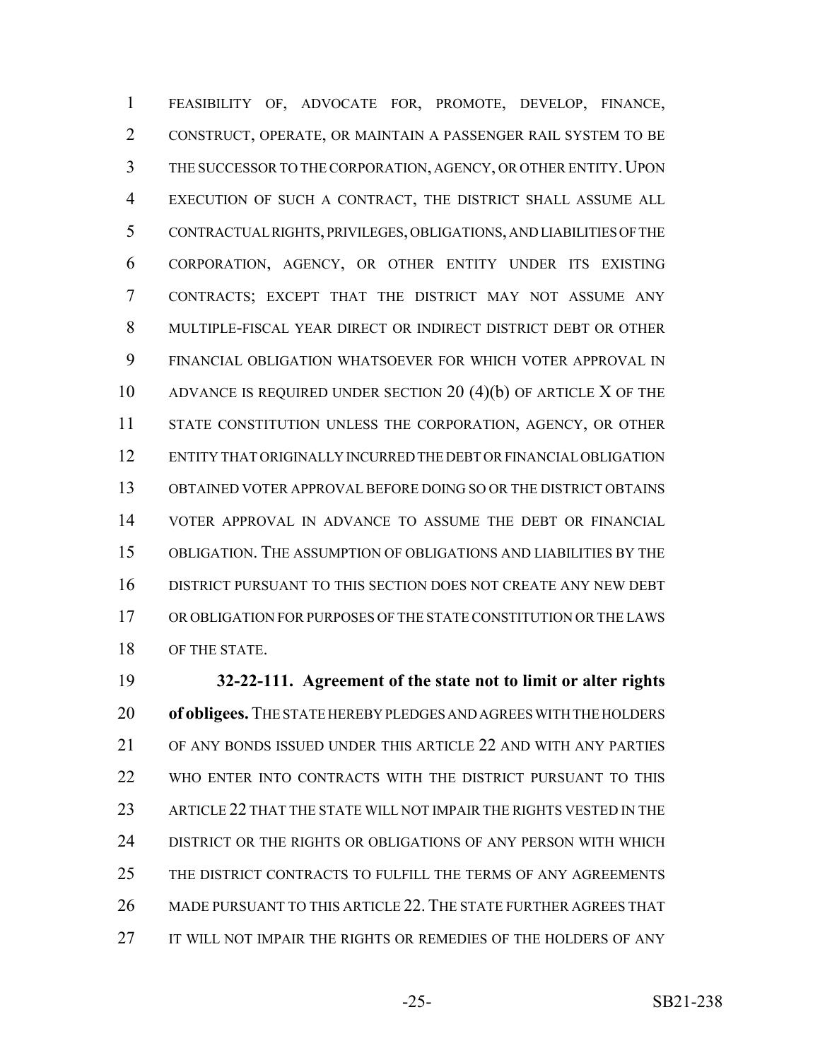FEASIBILITY OF, ADVOCATE FOR, PROMOTE, DEVELOP, FINANCE, CONSTRUCT, OPERATE, OR MAINTAIN A PASSENGER RAIL SYSTEM TO BE THE SUCCESSOR TO THE CORPORATION, AGENCY, OR OTHER ENTITY. UPON EXECUTION OF SUCH A CONTRACT, THE DISTRICT SHALL ASSUME ALL CONTRACTUAL RIGHTS, PRIVILEGES, OBLIGATIONS, AND LIABILITIES OF THE CORPORATION, AGENCY, OR OTHER ENTITY UNDER ITS EXISTING CONTRACTS; EXCEPT THAT THE DISTRICT MAY NOT ASSUME ANY MULTIPLE-FISCAL YEAR DIRECT OR INDIRECT DISTRICT DEBT OR OTHER FINANCIAL OBLIGATION WHATSOEVER FOR WHICH VOTER APPROVAL IN ADVANCE IS REQUIRED UNDER SECTION 20 (4)(b) OF ARTICLE X OF THE STATE CONSTITUTION UNLESS THE CORPORATION, AGENCY, OR OTHER ENTITY THAT ORIGINALLY INCURRED THE DEBT OR FINANCIAL OBLIGATION OBTAINED VOTER APPROVAL BEFORE DOING SO OR THE DISTRICT OBTAINS VOTER APPROVAL IN ADVANCE TO ASSUME THE DEBT OR FINANCIAL OBLIGATION. THE ASSUMPTION OF OBLIGATIONS AND LIABILITIES BY THE DISTRICT PURSUANT TO THIS SECTION DOES NOT CREATE ANY NEW DEBT OR OBLIGATION FOR PURPOSES OF THE STATE CONSTITUTION OR THE LAWS OF THE STATE.

**32-22-111. Agreement of the state not to limit or alter rights of obligees.** THE STATE HEREBY PLEDGES AND AGREES WITH THE HOLDERS OF ANY BONDS ISSUED UNDER THIS ARTICLE 22 AND WITH ANY PARTIES WHO ENTER INTO CONTRACTS WITH THE DISTRICT PURSUANT TO THIS ARTICLE 22 THAT THE STATE WILL NOT IMPAIR THE RIGHTS VESTED IN THE DISTRICT OR THE RIGHTS OR OBLIGATIONS OF ANY PERSON WITH WHICH THE DISTRICT CONTRACTS TO FULFILL THE TERMS OF ANY AGREEMENTS MADE PURSUANT TO THIS ARTICLE 22. THE STATE FURTHER AGREES THAT IT WILL NOT IMPAIR THE RIGHTS OR REMEDIES OF THE HOLDERS OF ANY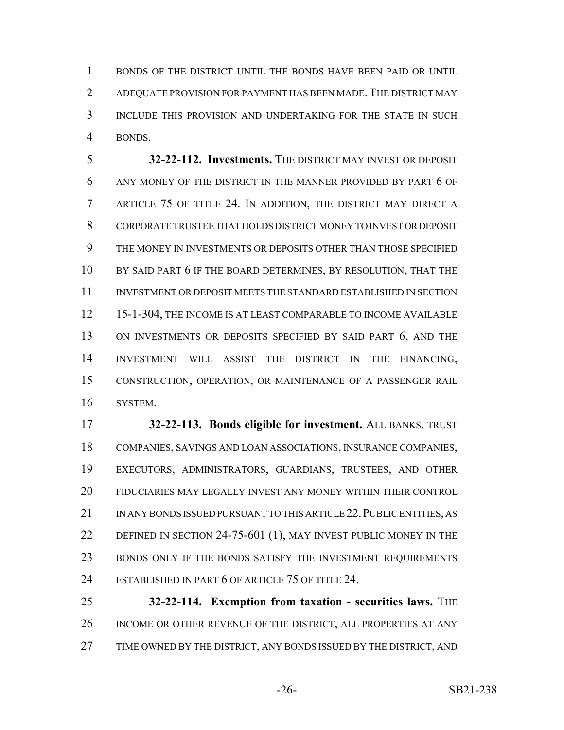BONDS OF THE DISTRICT UNTIL THE BONDS HAVE BEEN PAID OR UNTIL ADEQUATE PROVISION FOR PAYMENT HAS BEEN MADE. THE DISTRICT MAY INCLUDE THIS PROVISION AND UNDERTAKING FOR THE STATE IN SUCH BONDS.

**32-22-112. Investments.** THE DISTRICT MAY INVEST OR DEPOSIT ANY MONEY OF THE DISTRICT IN THE MANNER PROVIDED BY PART 6 OF ARTICLE 75 OF TITLE 24. IN ADDITION, THE DISTRICT MAY DIRECT A CORPORATE TRUSTEE THAT HOLDS DISTRICT MONEY TO INVEST OR DEPOSIT THE MONEY IN INVESTMENTS OR DEPOSITS OTHER THAN THOSE SPECIFIED BY SAID PART 6 IF THE BOARD DETERMINES, BY RESOLUTION, THAT THE INVESTMENT OR DEPOSIT MEETS THE STANDARD ESTABLISHED IN SECTION 15-1-304, THE INCOME IS AT LEAST COMPARABLE TO INCOME AVAILABLE ON INVESTMENTS OR DEPOSITS SPECIFIED BY SAID PART 6, AND THE INVESTMENT WILL ASSIST THE DISTRICT IN THE FINANCING, CONSTRUCTION, OPERATION, OR MAINTENANCE OF A PASSENGER RAIL SYSTEM.

**32-22-113. Bonds eligible for investment.** ALL BANKS, TRUST COMPANIES, SAVINGS AND LOAN ASSOCIATIONS, INSURANCE COMPANIES, EXECUTORS, ADMINISTRATORS, GUARDIANS, TRUSTEES, AND OTHER FIDUCIARIES MAY LEGALLY INVEST ANY MONEY WITHIN THEIR CONTROL IN ANY BONDS ISSUED PURSUANT TO THIS ARTICLE 22. PUBLIC ENTITIES, AS DEFINED IN SECTION 24-75-601 (1), MAY INVEST PUBLIC MONEY IN THE BONDS ONLY IF THE BONDS SATISFY THE INVESTMENT REQUIREMENTS ESTABLISHED IN PART 6 OF ARTICLE 75 OF TITLE 24.

**32-22-114. Exemption from taxation - securities laws.** THE INCOME OR OTHER REVENUE OF THE DISTRICT, ALL PROPERTIES AT ANY TIME OWNED BY THE DISTRICT, ANY BONDS ISSUED BY THE DISTRICT, AND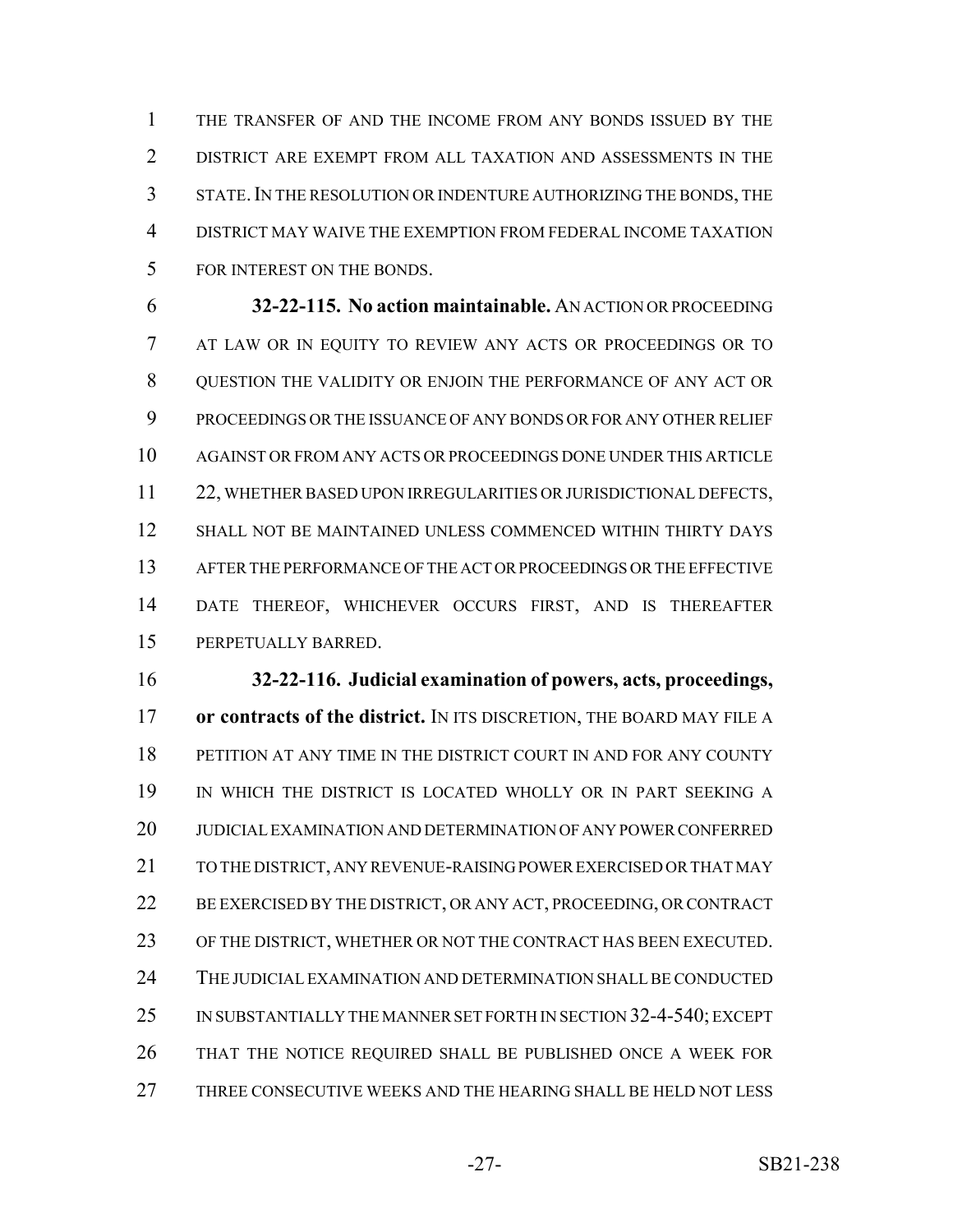THE TRANSFER OF AND THE INCOME FROM ANY BONDS ISSUED BY THE DISTRICT ARE EXEMPT FROM ALL TAXATION AND ASSESSMENTS IN THE STATE. IN THE RESOLUTION OR INDENTURE AUTHORIZING THE BONDS, THE DISTRICT MAY WAIVE THE EXEMPTION FROM FEDERAL INCOME TAXATION FOR INTEREST ON THE BONDS.

**32-22-115. No action maintainable.** AN ACTION OR PROCEEDING AT LAW OR IN EQUITY TO REVIEW ANY ACTS OR PROCEEDINGS OR TO QUESTION THE VALIDITY OR ENJOIN THE PERFORMANCE OF ANY ACT OR PROCEEDINGS OR THE ISSUANCE OF ANY BONDS OR FOR ANY OTHER RELIEF AGAINST OR FROM ANY ACTS OR PROCEEDINGS DONE UNDER THIS ARTICLE 22, WHETHER BASED UPON IRREGULARITIES OR JURISDICTIONAL DEFECTS, SHALL NOT BE MAINTAINED UNLESS COMMENCED WITHIN THIRTY DAYS AFTER THE PERFORMANCE OF THE ACT OR PROCEEDINGS OR THE EFFECTIVE DATE THEREOF, WHICHEVER OCCURS FIRST, AND IS THEREAFTER PERPETUALLY BARRED.

**32-22-116. Judicial examination of powers, acts, proceedings, or contracts of the district.** IN ITS DISCRETION, THE BOARD MAY FILE A PETITION AT ANY TIME IN THE DISTRICT COURT IN AND FOR ANY COUNTY IN WHICH THE DISTRICT IS LOCATED WHOLLY OR IN PART SEEKING A JUDICIAL EXAMINATION AND DETERMINATION OF ANY POWER CONFERRED TO THE DISTRICT, ANY REVENUE-RAISING POWER EXERCISED OR THAT MAY BE EXERCISED BY THE DISTRICT, OR ANY ACT, PROCEEDING, OR CONTRACT OF THE DISTRICT, WHETHER OR NOT THE CONTRACT HAS BEEN EXECUTED. THE JUDICIAL EXAMINATION AND DETERMINATION SHALL BE CONDUCTED IN SUBSTANTIALLY THE MANNER SET FORTH IN SECTION 32-4-540; EXCEPT THAT THE NOTICE REQUIRED SHALL BE PUBLISHED ONCE A WEEK FOR THREE CONSECUTIVE WEEKS AND THE HEARING SHALL BE HELD NOT LESS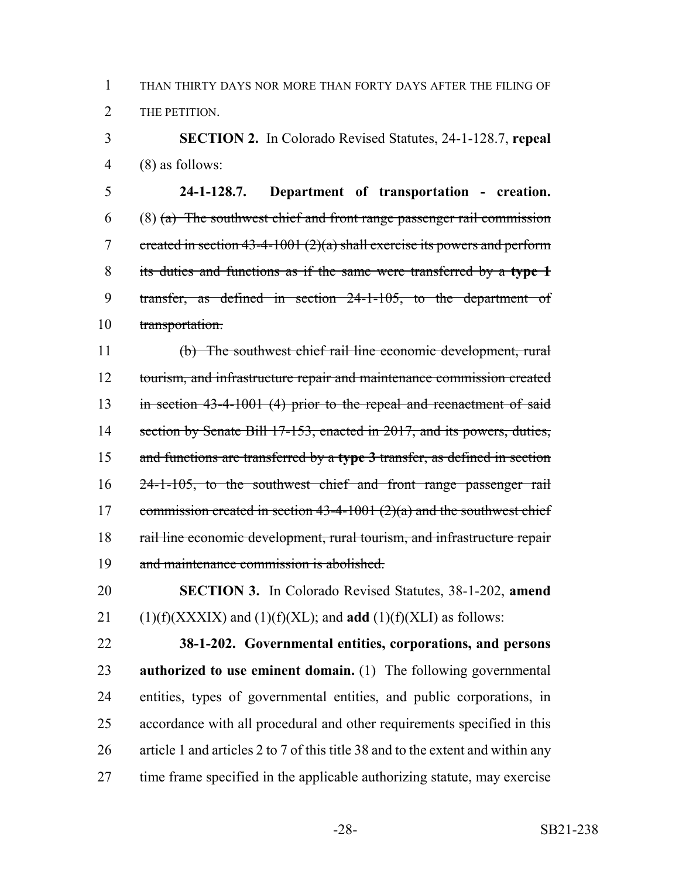THAN THIRTY DAYS NOR MORE THAN FORTY DAYS AFTER THE FILING OF THE PETITION.

**SECTION 2.** In Colorado Revised Statutes, 24-1-128.7, **repeal** (8) as follows:

**24-1-128.7. Department of transportation - creation.** (8) ~~(a) The southwest chief and front range passenger rail commission created in section 43-4-1001 (2)(a) shall exercise its powers and perform its duties and functions as if the same were transferred by a **type 1** transfer, as defined in section 24-1-105, to the department of transportation.~~

~~(b) The southwest chief rail line economic development, rural tourism, and infrastructure repair and maintenance commission created in section 43-4-1001 (4) prior to the repeal and reenactment of said section by Senate Bill 17-153, enacted in 2017, and its powers, duties, and functions are transferred by a **type 3** transfer, as defined in section 24-1-105, to the southwest chief and front range passenger rail commission created in section 43-4-1001 (2)(a) and the southwest chief rail line economic development, rural tourism, and infrastructure repair and maintenance commission is abolished.~~

**SECTION 3.** In Colorado Revised Statutes, 38-1-202, **amend** (1)(f)(XXXIX) and (1)(f)(XL); and **add** (1)(f)(XLI) as follows:

**38-1-202. Governmental entities, corporations, and persons authorized to use eminent domain.** (1) The following governmental entities, types of governmental entities, and public corporations, in accordance with all procedural and other requirements specified in this article 1 and articles 2 to 7 of this title 38 and to the extent and within any time frame specified in the applicable authorizing statute, may exercise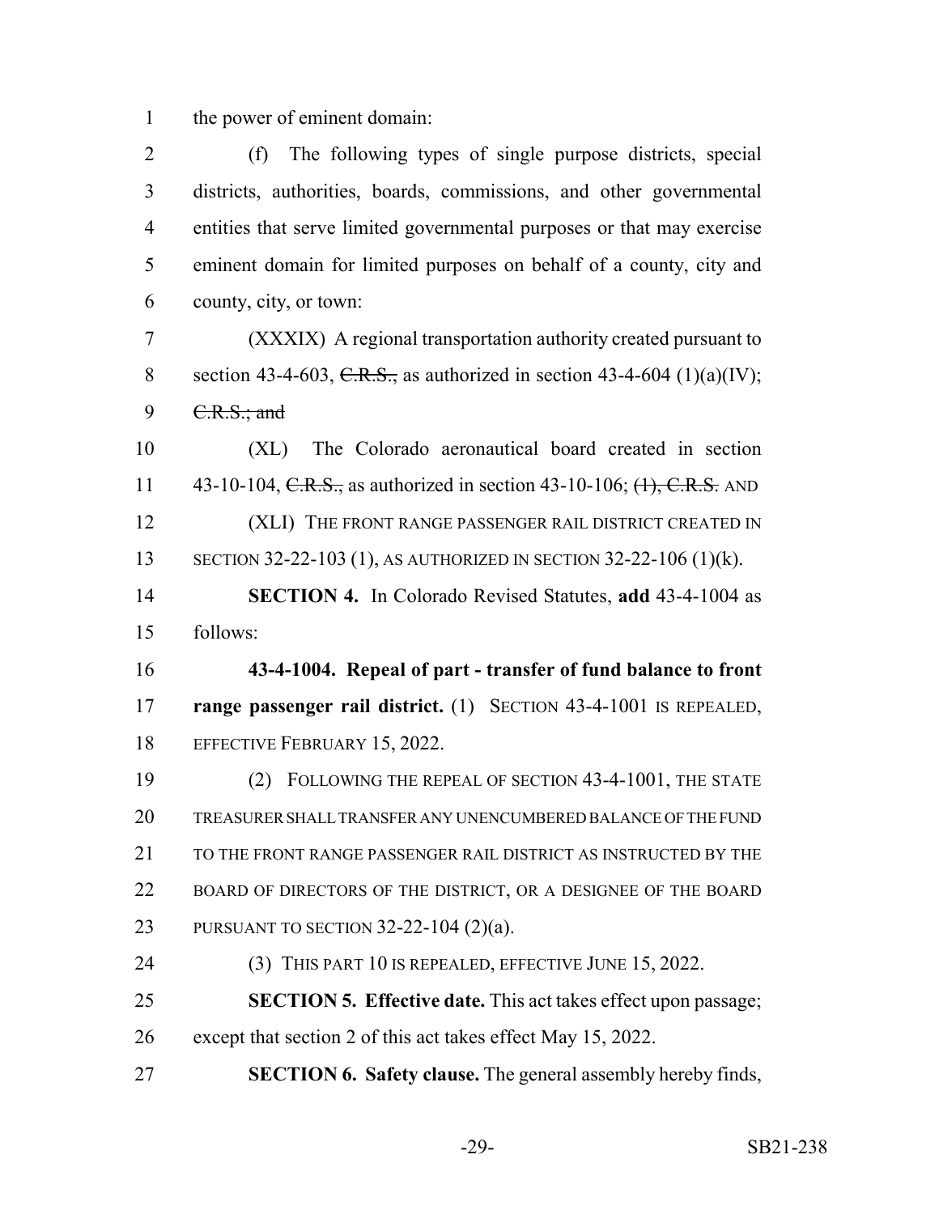the power of eminent domain:

(f) The following types of single purpose districts, special districts, authorities, boards, commissions, and other governmental entities that serve limited governmental purposes or that may exercise eminent domain for limited purposes on behalf of a county, city and county, city, or town:

(XXXIX) A regional transportation authority created pursuant to section 43-4-603, ~~C.R.S.,~~ as authorized in section 43-4-604 (1)(a)(IV); ~~C.R.S.; and~~

(XL) The Colorado aeronautical board created in section 43-10-104, ~~C.R.S.,~~ as authorized in section 43-10-106; ~~(1), C.R.S.~~ AND

(XLI) THE FRONT RANGE PASSENGER RAIL DISTRICT CREATED IN SECTION 32-22-103 (1), AS AUTHORIZED IN SECTION 32-22-106 (1)(k).

**SECTION 4.** In Colorado Revised Statutes, **add** 43-4-1004 as follows:

**43-4-1004. Repeal of part - transfer of fund balance to front range passenger rail district.** (1) SECTION 43-4-1001 IS REPEALED, EFFECTIVE FEBRUARY 15, 2022.

(2) FOLLOWING THE REPEAL OF SECTION 43-4-1001, THE STATE TREASURER SHALL TRANSFER ANY UNENCUMBERED BALANCE OF THE FUND TO THE FRONT RANGE PASSENGER RAIL DISTRICT AS INSTRUCTED BY THE BOARD OF DIRECTORS OF THE DISTRICT, OR A DESIGNEE OF THE BOARD PURSUANT TO SECTION 32-22-104 (2)(a).

(3) THIS PART 10 IS REPEALED, EFFECTIVE JUNE 15, 2022.

**SECTION 5. Effective date.** This act takes effect upon passage; except that section 2 of this act takes effect May 15, 2022.

**SECTION 6. Safety clause.** The general assembly hereby finds,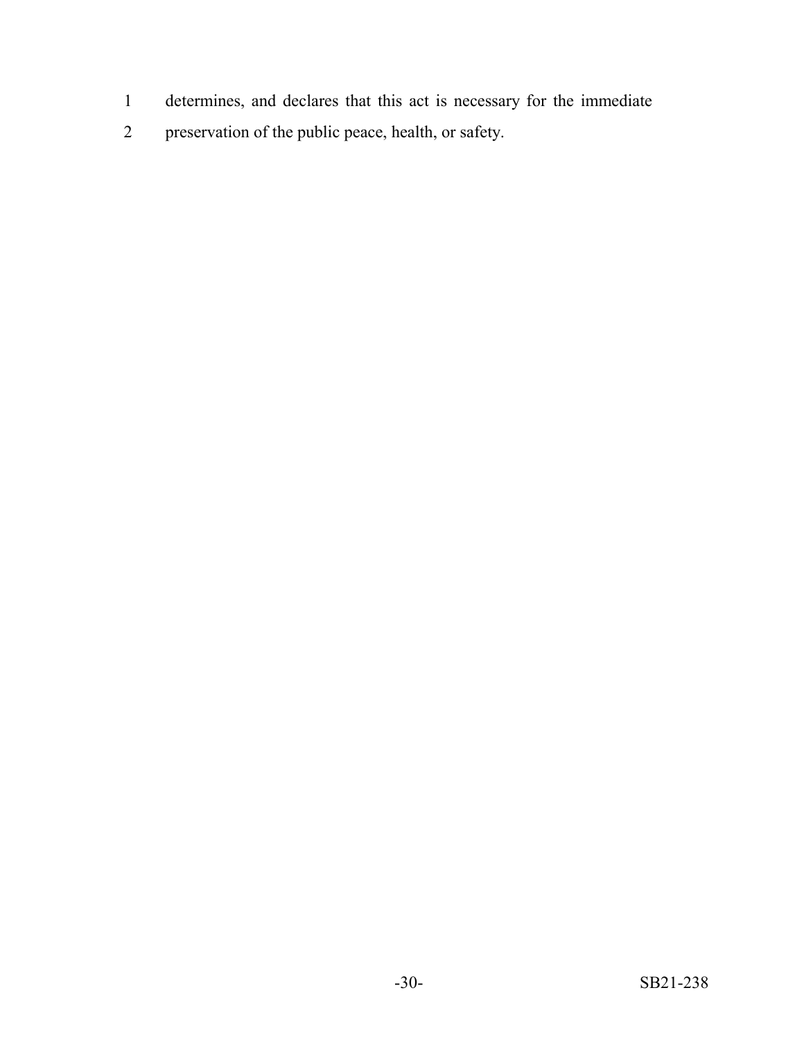determines, and declares that this act is necessary for the immediate preservation of the public peace, health, or safety.